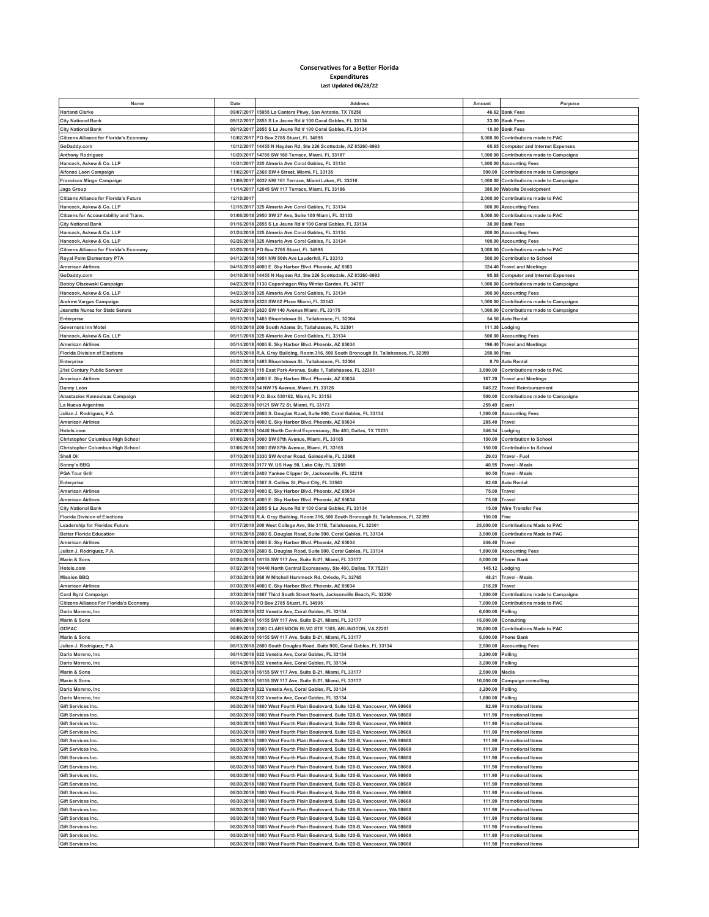**Conservatives for a Better Florida**
**Expenditures**
**Last Updated 06/28/22**

| Name | Date | Address | Amount | Purpose |
|---|---|---|---|---|
| Harland Clarke | 09/07/2017 | 15955 La Cantera Pkwy, San Antonio, TX 78256 | 46.62 | Bank Fees |
| City National Bank | 09/12/2017 | 2855 S Le Jeune Rd # 100 Coral Gables, FL 33134 | 33.00 | Bank Fees |
| City National Bank | 09/19/2017 | 2855 S Le Jeune Rd # 100 Coral Gables, FL 33134 | 10.00 | Bank Fees |
| Citizens Alliance for Florida's Economy | 10/02/2017 | PO Box 2785 Stuart, FL 34995 | 5,000.00 | Contributions made to PAC |
| GoDaddy.com | 10/12/2017 | 14455 N Hayden Rd, Ste 226 Scottsdale, AZ 85260-6993 | 65.65 | Computer and Internet Expenses |
| Anthony Rodriguez | 10/20/2017 | 14785 SW 168 Terrace, Miami, FL 33187 | 1,000.00 | Contributions made to Campaigns |
| Hancock, Askew & Co. LLP | 10/31/2017 | 325 Almeria Ave Coral Gables, FL 33134 | 1,800.00 | Accounting Fees |
| Alfonso Leon Campaign | 11/02/2017 | 2368 SW 4 Street, Miami, FL 33135 | 500.00 | Contributions made to Campaigns |
| Francisco Mingo Campaign | 11/09/2017 | 8032 NW 161 Terrace, Miami Lakes, FL 33016 | 1,000.00 | Contributions made to Campaigns |
| Jaga Group | 11/14/2017 | 12045 SW 117 Terrace, Miami, FL 33186 | 380.00 | Website Development |
| Citizens Alliance for Florida's Future | 12/18/2017 | | 2,000.00 | Contributions made to PAC |
| Hancock, Askew & Co. LLP | 12/18/2017 | 325 Almeria Ave Coral Gables, FL 33134 | 600.00 | Accounting Fees |
| Citizens for Accountability and Trans. | 01/08/2018 | 2950 SW 27 Ave, Suite 100 Miami, FL 33133 | 5,000.00 | Contributions made to PAC |
| City National Bank | 01/16/2018 | 2855 S Le Jeune Rd # 100 Coral Gables, FL 33134 | 30.00 | Bank Fees |
| Hancock, Askew & Co. LLP | 01/24/2018 | 325 Almeria Ave Coral Gables, FL 33134 | 200.00 | Accounting Fees |
| Hancock, Askew & Co. LLP | 02/26/2018 | 325 Almeria Ave Coral Gables, FL 33134 | 100.00 | Accounting Fees |
| Citizens Alliance for Florida's Economy | 03/26/2018 | PO Box 2785 Stuart, FL 34995 | 3,000.00 | Contributions made to PAC |
| Royal Palm Elementary PTA | 04/13/2018 | 1951 NW 56th Ave Lauderhill, FL 33313 | 500.00 | Contribution to School |
| American Airlines | 04/16/2018 | 4000 E. Sky Harbor Blvd. Phoenix, AZ 8503 | 324.40 | Travel and Meetings |
| GoDaddy.com | 04/18/2018 | 14455 N Hayden Rd, Ste 226 Scottsdale, AZ 85260-6993 | 95.88 | Computer and Internet Expenses |
| Bobby Olszewski Campaign | 04/23/2018 | 1130 Copenhagen Way Winter Garden, FL 34787 | 1,000.00 | Contributions made to Campaigns |
| Hancock, Askew & Co. LLP | 04/23/2018 | 325 Almeria Ave Coral Gables, FL 33134 | 300.00 | Accounting Fees |
| Andrew Vargas Campaign | 04/24/2018 | 8320 SW 62 Place Miami, FL 33143 | 1,000.00 | Contributions made to Campaigns |
| Jeanette Nunez for State Senate | 04/27/2018 | 2820 SW 140 Avenue Miami, FL 33175 | 1,000.00 | Contributions made to Campaigns |
| Enterprise | 05/10/2018 | 1485 Blountstown St., Tallahassee, FL 32304 | 54.50 | Auto Rental |
| Governors Inn Motel | 05/10/2018 | 209 South Adams St, Tallahassee, FL 32301 | 111.38 | Lodging |
| Hancock, Askew & Co. LLP | 05/11/2018 | 325 Almeria Ave Coral Gables, FL 33134 | 500.00 | Accounting Fees |
| American Airlines | 05/14/2018 | 4000 E. Sky Harbor Blvd. Phoenix, AZ 85034 | 196.40 | Travel and Meetings |
| Florida Division of Elections | 05/15/2018 | R.A. Gray Building, Room 316, 500 South Bronough St, Tallahassee, FL 32399 | 250.00 | Fine |
| Enterprise | 05/21/2018 | 1485 Blountstown St., Tallahassee, FL 32304 | 8.70 | Auto Rental |
| 21st Century Public Servant | 05/22/2018 | 115 East Park Avenue, Suite 1, Tallahassee, FL 32301 | 3,000.00 | Contributions made to PAC |
| American Airlines | 05/31/2018 | 4000 E. Sky Harbor Blvd. Phoenix, AZ 85034 | 167.20 | Travel and Meetings |
| Danny Leon | 06/19/2018 | 54 NW 75 Avenue, Miami, FL 33126 | 645.22 | Travel Reimbursement |
| Anastasios Kamoutsas Campaign | 06/21/2018 | P.O. Box 530162, Miami, FL 33153 | 500.00 | Contributions made to Campaigns |
| La Nueva Argentina | 06/22/2018 | 10121 SW 72 St, Miami, FL 33173 | 259.49 | Event |
| Julian J. Rodriguez, P.A. | 06/27/2018 | 2600 S. Douglas Road, Suite 900, Coral Gables, FL 33134 | 1,500.00 | Accounting Fees |
| American Airlines | 06/29/2018 | 4000 E. Sky Harbor Blvd. Phoenix, AZ 85034 | 285.40 | Travel |
| Hotels.com | 07/02/2018 | 10440 North Central Expressway, Ste 400, Dallas, TX 75231 | 246.34 | Lodging |
| Christopher Columbus High School | 07/06/2018 | 3000 SW 87th Avenue, Miami, FL 33165 | 150.00 | Contribution to School |
| Christopher Columbus High School | 07/06/2018 | 3000 SW 87th Avenue, Miami, FL 33165 | 150.00 | Contribution to School |
| Shell Oil | 07/10/2018 | 3330 SW Archer Road, Gainesville, FL 32608 | 29.03 | Travel - Fuel |
| Sonny's BBQ | 07/10/2018 | 3177 W. US Hwy 90, Lake City, FL 32055 | 40.95 | Travel - Meals |
| PGA Tour Grill | 07/11/2018 | 2400 Yankee Clipper Dr, Jacksonville, FL 32218 | 60.50 | Travel - Meals |
| Enterprise | 07/11/2018 | 1307 S. Collins St, Plant City, FL 33563 | 62.60 | Auto Rental |
| American Airlines | 07/12/2018 | 4000 E. Sky Harbor Blvd. Phoenix, AZ 85034 | 75.00 | Travel |
| American Airlines | 07/12/2018 | 4000 E. Sky Harbor Blvd. Phoenix, AZ 85034 | 75.00 | Travel |
| City National Bank | 07/13/2018 | 2855 S Le Jeune Rd # 100 Coral Gables, FL 33134 | 15.00 | Wire Transfer Fee |
| Florida Division of Elections | 07/14/2018 | R.A. Gray Building, Room 316, 500 South Bronough St, Tallahassee, FL 32399 | 150.00 | Fine |
| Leadership for Floridas Future | 07/17/2018 | 200 West College Ave, Ste 311B, Tallahassee, FL 32301 | 25,000.00 | Contributions Made to PAC |
| Better Florida Education | 07/18/2018 | 2600 S. Douglas Road, Suite 900, Coral Gables, FL 33134 | 3,500.00 | Contributions Made to PAC |
| American Airlines | 07/19/2018 | 4000 E. Sky Harbor Blvd. Phoenix, AZ 85034 | 246.40 | Travel |
| Julian J. Rodriguez, P.A. | 07/20/2018 | 2600 S. Douglas Road, Suite 900, Coral Gables, FL 33134 | 1,800.00 | Accounting Fees |
| Marin & Sons | 07/24/2018 | 16155 SW 117 Ave, Suite B-21, Miami, FL 33177 | 5,000.00 | Phone Bank |
| Hotels.com | 07/27/2018 | 10440 North Central Expressway, Ste 400, Dallas, TX 75231 | 145.12 | Lodging |
| Mission BBQ | 07/30/2018 | 968 W Mitchell Hammock Rd, Oviedo, FL 32765 | 48.21 | Travel - Meals |
| American Airlines | 07/30/2018 | 4000 E. Sky Harbor Blvd. Phoenix, AZ 85034 | 218.20 | Travel |
| Cord Byrd Campaign | 07/30/2018 | 1807 Third South Street North, Jacksonville Beach, FL 32250 | 1,000.00 | Contributions made to Campaigns |
| Citizens Alliance For Florida's Economy | 07/30/2018 | PO Box 2785 Stuart, FL 34995 | 7,000.00 | Contributions made to PAC |
| Dario Moreno, Inc | 07/30/2018 | 822 Venetia Ave, Coral Gables, FL 33134 | 6,600.00 | Polling |
| Marin & Sons | 08/06/2018 | 16155 SW 117 Ave, Suite B-21, Miami, FL 33177 | 15,000.00 | Consulting |
| GOPAC | 08/09/2018 | 2300 CLARENDON BLVD STE 1305, ARLINGTON, VA 22201 | 20,000.00 | Contributions Made to PAC |
| Marin & Sons | 08/09/2018 | 16155 SW 117 Ave, Suite B-21, Miami, FL 33177 | 5,000.00 | Phone Bank |
| Julian J. Rodriguez, P.A. | 08/13/2018 | 2600 South Douglas Road, Suite 900, Coral Gables, FL 33134 | 2,500.00 | Accounting Fees |
| Dario Moreno, Inc | 08/14/2018 | 822 Venetia Ave, Coral Gables, FL 33134 | 3,200.00 | Polling |
| Dario Moreno, Inc | 08/14/2018 | 822 Venetia Ave, Coral Gables, FL 33134 | 3,200.00 | Polling |
| Marin & Sons | 08/23/2018 | 16155 SW 117 Ave, Suite B-21, Miami, FL 33177 | 2,500.00 | Media |
| Marin & Sons | 08/23/2018 | 16155 SW 117 Ave, Suite B-21, Miami, FL 33177 | 10,000.00 | Campaign consulting |
| Dario Moreno, Inc | 08/23/2018 | 822 Venetia Ave, Coral Gables, FL 33134 | 3,200.00 | Polling |
| Dario Moreno, Inc | 08/24/2018 | 822 Venetia Ave, Coral Gables, FL 33134 | 1,800.00 | Polling |
| Gift Services Inc. | 08/30/2018 | 1800 West Fourth Plain Boulevard, Suite 120-B, Vancouver, WA 98660 | 82.90 | Promotional Items |
| Gift Services Inc. | 08/30/2018 | 1800 West Fourth Plain Boulevard, Suite 120-B, Vancouver, WA 98660 | 111.90 | Promotional Items |
| Gift Services Inc. | 08/30/2018 | 1800 West Fourth Plain Boulevard, Suite 120-B, Vancouver, WA 98660 | 111.90 | Promotional Items |
| Gift Services Inc. | 08/30/2018 | 1800 West Fourth Plain Boulevard, Suite 120-B, Vancouver, WA 98660 | 111.90 | Promotional Items |
| Gift Services Inc. | 08/30/2018 | 1800 West Fourth Plain Boulevard, Suite 120-B, Vancouver, WA 98660 | 111.90 | Promotional Items |
| Gift Services Inc. | 08/30/2018 | 1800 West Fourth Plain Boulevard, Suite 120-B, Vancouver, WA 98660 | 111.90 | Promotional Items |
| Gift Services Inc. | 08/30/2018 | 1800 West Fourth Plain Boulevard, Suite 120-B, Vancouver, WA 98660 | 111.90 | Promotional Items |
| Gift Services Inc. | 08/30/2018 | 1800 West Fourth Plain Boulevard, Suite 120-B, Vancouver, WA 98660 | 111.90 | Promotional Items |
| Gift Services Inc. | 08/30/2018 | 1800 West Fourth Plain Boulevard, Suite 120-B, Vancouver, WA 98660 | 111.90 | Promotional Items |
| Gift Services Inc. | 08/30/2018 | 1800 West Fourth Plain Boulevard, Suite 120-B, Vancouver, WA 98660 | 111.90 | Promotional Items |
| Gift Services Inc. | 08/30/2018 | 1800 West Fourth Plain Boulevard, Suite 120-B, Vancouver, WA 98660 | 111.90 | Promotional Items |
| Gift Services Inc. | 08/30/2018 | 1800 West Fourth Plain Boulevard, Suite 120-B, Vancouver, WA 98660 | 111.90 | Promotional Items |
| Gift Services Inc. | 08/30/2018 | 1800 West Fourth Plain Boulevard, Suite 120-B, Vancouver, WA 98660 | 111.90 | Promotional Items |
| Gift Services Inc. | 08/30/2018 | 1800 West Fourth Plain Boulevard, Suite 120-B, Vancouver, WA 98660 | 111.90 | Promotional Items |
| Gift Services Inc. | 08/30/2018 | 1800 West Fourth Plain Boulevard, Suite 120-B, Vancouver, WA 98660 | 111.90 | Promotional Items |
| Gift Services Inc. | 08/30/2018 | 1800 West Fourth Plain Boulevard, Suite 120-B, Vancouver, WA 98660 | 111.90 | Promotional Items |
| Gift Services Inc. | 08/30/2018 | 1800 West Fourth Plain Boulevard, Suite 120-B, Vancouver, WA 98660 | 111.90 | Promotional Items |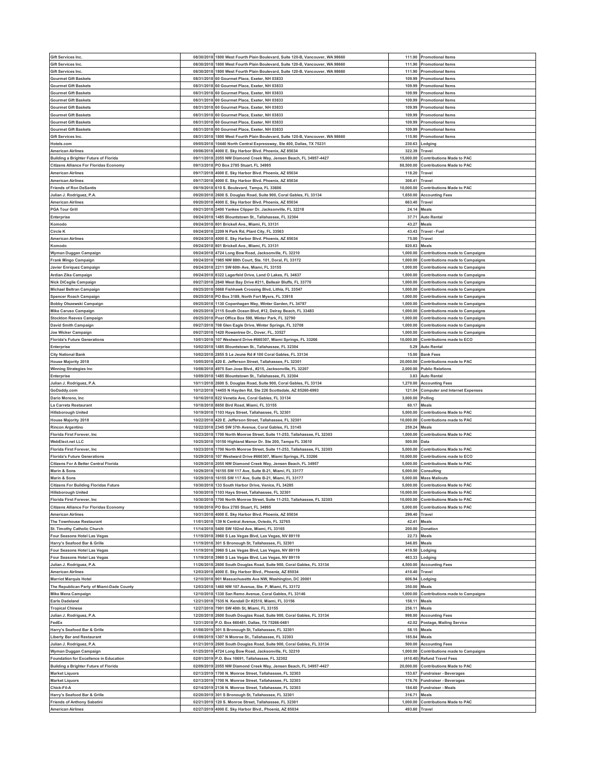| | | | | |
|---|---|---|---|---|
| Gift Services Inc. | 08/30/2018 | 1800 West Fourth Plain Boulevard, Suite 120-B, Vancouver, WA 98660 | 111.90 | Promotional Items |
| Gift Services Inc. | 08/30/2018 | 1800 West Fourth Plain Boulevard, Suite 120-B, Vancouver, WA 98660 | 111.90 | Promotional Items |
| Gift Services Inc. | 08/30/2018 | 1800 West Fourth Plain Boulevard, Suite 120-B, Vancouver, WA 98660 | 111.90 | Promotional Items |
| Gourmet Gift Baskets | 08/31/2018 | 60 Gourmet Place, Exeter, NH 03833 | 109.99 | Promotional Items |
| Gourmet Gift Baskets | 08/31/2018 | 60 Gourmet Place, Exeter, NH 03833 | 109.99 | Promotional Items |
| Gourmet Gift Baskets | 08/31/2018 | 60 Gourmet Place, Exeter, NH 03833 | 109.99 | Promotional Items |
| Gourmet Gift Baskets | 08/31/2018 | 60 Gourmet Place, Exeter, NH 03833 | 109.99 | Promotional Items |
| Gourmet Gift Baskets | 08/31/2018 | 60 Gourmet Place, Exeter, NH 03833 | 109.99 | Promotional Items |
| Gourmet Gift Baskets | 08/31/2018 | 60 Gourmet Place, Exeter, NH 03833 | 109.99 | Promotional Items |
| Gourmet Gift Baskets | 08/31/2018 | 60 Gourmet Place, Exeter, NH 03833 | 109.99 | Promotional Items |
| Gourmet Gift Baskets | 08/31/2018 | 60 Gourmet Place, Exeter, NH 03833 | 109.99 | Promotional Items |
| Gift Services Inc. | 08/31/2018 | 1800 West Fourth Plain Boulevard, Suite 120-B, Vancouver, WA 98660 | 115.90 | Promotional Items |
| Hotels.com | 09/05/2018 | 10440 North Central Expressway, Ste 400, Dallas, TX 75231 | 230.63 | Lodging |
| American Airlines | 09/06/2018 | 4000 E. Sky Harbor Blvd. Phoenix, AZ 85034 | 322.39 | Travel |
| Building a Brighter Future of Florida | 09/11/2018 | 2055 NW Diamond Creek Way, Jensen Beach, FL 34957-4427 | 15,000.00 | Contributions Made to PAC |
| Citizens Alliance For Floridas Economy | 09/13/2018 | PO Box 2785 Stuart, FL 34995 | 88,500.00 | Contributions Made to PAC |
| American Airlines | 09/17/2018 | 4000 E. Sky Harbor Blvd. Phoenix, AZ 85034 | 118.20 | Travel |
| American Airlines | 09/17/2018 | 4000 E. Sky Harbor Blvd. Phoenix, AZ 85034 | 308.41 | Travel |
| Friends of Ron DeSantis | 09/19/2018 | 610 S. Boulevard, Tampa, FL 33606 | 10,000.00 | Contributions Made to PAC |
| Julian J. Rodriguez, P.A. | 09/20/2018 | 2600 S. Douglas Road, Suite 900, Coral Gables, FL 33134 | 1,650.00 | Accounting Fees |
| American Airlines | 09/20/2018 | 4000 E. Sky Harbor Blvd. Phoenix, AZ 85034 | 663.40 | Travel |
| PGA Tour Grill | 09/21/2018 | 2400 Yankee Clipper Dr, Jacksonville, FL 32218 | 24.14 | Meals |
| Enterprise | 09/24/2018 | 1485 Blountstown St., Tallahassee, FL 32304 | 37.71 | Auto Rental |
| Komodo | 09/24/2018 | 801 Brickell Ave., Miami, FL 33131 | 43.27 | Meals |
| Circle K | 09/24/2018 | 2209 N Park Rd, Plant City, FL 33563 | 43.43 | Travel - Fuel |
| American Airlines | 09/24/2018 | 4000 E. Sky Harbor Blvd. Phoenix, AZ 85034 | 75.00 | Travel |
| Komodo | 09/24/2018 | 801 Brickell Ave., Miami, FL 33131 | 820.83 | Meals |
| Wyman Duggan Campaign | 09/24/2018 | 4724 Long Bow Road, Jacksonville, FL 32210 | 1,000.00 | Contributions made to Campaigns |
| Frank Mingo Campaign | 09/24/2018 | 1985 NW 88th Court, Ste. 101, Doral, FL 33172 | 1,000.00 | Contributions made to Campaigns |
| Javier Enriquez Campaign | 09/24/2018 | 2211 SW 60th Ave, Miami, FL 33155 | 1,000.00 | Contributions made to Campaigns |
| Ardian Zika Campaign | 09/24/2018 | 8322 Lagerfeld Drive, Land O Lakes, FL 34637 | 1,000.00 | Contributions made to Campaigns |
| Nick DiCeglie Campaign | 09/27/2018 | 2840 West Bay Drive #211, Belleair Bluffs, FL 33770 | 1,000.00 | Contributions made to Campaigns |
| Michael Beltran Campaign | 09/25/2018 | 5668 Fishhawk Crossing Blvd, Lithia, FL 33547 | 1,000.00 | Contributions made to Campaigns |
| Spencer Roach Campaign | 09/25/2018 | PO Box 3189, North Fort Myers, FL 33918 | 1,000.00 | Contributions made to Campaigns |
| Bobby Olszewski Campaign | 09/25/2018 | 1130 Copenhagen Way, Winter Garden, FL 34787 | 1,000.00 | Contributions made to Campaigns |
| Mike Caruso Campaign | 09/25/2018 | 2115 South Ocean Blvd, #12, Delray Beach, FL 33483 | 1,000.00 | Contributions made to Campaigns |
| Stockton Reeves Campaign | 09/25/2018 | Post Office Box 598, Winter Park, FL 32790 | 1,000.00 | Contributions made to Campaigns |
| David Smith Campaign | 09/27/2018 | 708 Glen Eagle Drive, Winter Springs, FL 32708 | 1,000.00 | Contributions made to Campaigns |
| Joe Wicker Campaign | 09/27/2018 | 1420 Rowantree Dr., Dover, FL, 33527 | 1,000.00 | Contributions made to Campaigns |
| Florida's Future Generations | 10/01/2018 | 107 Westward Drive #660307, Miami Springs, FL 33266 | 10,000.00 | Contributions made to ECO |
| Enterprise | 10/02/2018 | 1485 Blountstown St., Tallahassee, FL 32304 | 5.29 | Auto Rental |
| City National Bank | 10/02/2018 | 2855 S Le Jeune Rd # 100 Coral Gables, FL 33134 | 15.00 | Bank Fees |
| House Majority 2018 | 10/05/2018 | 420 E. Jefferson Street, Tallahassee, FL 32301 | 20,000.00 | Contributions made to PAC |
| Winning Strategies Inc | 10/08/2018 | 4975 San Jose Blvd., #215, Jacksonville, FL 32207 | 2,000.00 | Public Relations |
| Enterprise | 10/09/2018 | 1485 Blountstown St., Tallahassee, FL 32304 | 3.83 | Auto Rental |
| Julian J. Rodriguez, P.A. | 10/11/2018 | 2600 S. Douglas Road, Suite 900, Coral Gables, FL 33134 | 1,270.00 | Accounting Fees |
| GoDaddy.com | 10/12/2018 | 14455 N Hayden Rd, Ste 226 Scottsdale, AZ 85260-6993 | 121.04 | Computer and Internet Expenses |
| Dario Moreno, Inc | 10/16/2018 | 822 Venetia Ave, Coral Gables, FL 33134 | 3,000.00 | Polling |
| La Carreta Restaurant | 10/18/2018 | 8650 Bird Road, Miami, FL 33155 | 60.17 | Meals |
| Hillsborough United | 10/19/2018 | 1103 Hays Street, Tallahassee, FL 32301 | 5,000.00 | Contributions Made to PAC |
| House Majority 2018 | 10/22/2018 | 420 E. Jefferson Street, Tallahassee, FL 32301 | 10,000.00 | Contributions made to PAC |
| Rincon Argentino | 10/22/2018 | 2345 SW 37th Avenue, Coral Gables, FL 33145 | 259.24 | Meals |
| Florida First Forever, Inc | 10/23/2018 | 1700 North Monroe Street, Suite 11-253, Tallahassee, FL 32303 | 1,000.00 | Contributions Made to PAC |
| WebElect.net LLC | 10/25/2018 | 10150 Highland Manor Dr. Ste 200, Tampa FL 33610 | 500.00 | Data |
| Florida First Forever, Inc | 10/23/2018 | 1700 North Monroe Street, Suite 11-253, Tallahassee, FL 32303 | 5,000.00 | Contributions Made to PAC |
| Florida's Future Generations | 10/29/2018 | 107 Westward Drive #660307, Miami Springs, FL 33266 | 10,000.00 | Contributions made to ECO |
| Citizens For A Better Central Florida | 10/29/2018 | 2055 NW Diamond Creek Way, Jensen Beach, FL 34957 | 5,000.00 | Contributions Made to PAC |
| Marin & Sons | 10/29/2018 | 16155 SW 117 Ave, Suite B-21, Miami, FL 33177 | 5,000.00 | Consulting |
| Marin & Sons | 10/29/2018 | 16155 SW 117 Ave, Suite B-21, Miami, FL 33177 | 5,000.00 | Mass Mailouts |
| Citizens For Building Floridas Future | 10/30/2018 | 133 South Harbor Drive, Venice, FL 34285 | 5,000.00 | Contributions Made to PAC |
| Hillsborough United | 10/30/2018 | 1103 Hays Street, Tallahassee, FL 32301 | 10,000.00 | Contributions Made to PAC |
| Florida First Forever, Inc | 10/30/2018 | 1700 North Monroe Street, Suite 11-253, Tallahassee, FL 32303 | 10,000.00 | Contributions Made to PAC |
| Citizens Alliance For Floridas Economy | 10/30/2018 | PO Box 2785 Stuart, FL 34995 | 5,000.00 | Contributions Made to PAC |
| American Airlines | 10/31/2018 | 4000 E. Sky Harbor Blvd. Phoenix, AZ 85034 | 299.40 | Travel |
| The Townhouse Restaurant | 11/01/2018 | 139 N Central Avenue, Oviedo, FL 32765 | 42.41 | Meals |
| St. Timothy Catholic Church | 11/14/2018 | 5400 SW 102nd Ave, Miami, FL 33165 | 200.00 | Donation |
| Four Seasons Hotel Las Vegas | 11/19/2018 | 3960 S Las Vegas Blvd, Las Vegas, NV 89119 | 22.73 | Meals |
| Harry's Seafood Bar & Grille | 11/19/2018 | 301 S Bronough St, Tallahassee, FL 32301 | 346.85 | Meals |
| Four Seasons Hotel Las Vegas | 11/19/2018 | 3960 S Las Vegas Blvd, Las Vegas, NV 89119 | 419.50 | Lodging |
| Four Seasons Hotel Las Vegas | 11/19/2018 | 3960 S Las Vegas Blvd, Las Vegas, NV 89119 | 463.33 | Lodging |
| Julian J. Rodriguez, P.A. | 11/26/2018 | 2600 South Douglas Road, Suite 900, Coral Gables, FL 33134 | 4,500.00 | Accounting Fees |
| American Airlines | 12/03/2018 | 4000 E. Sky Harbor Blvd., Phoeniz, AZ 85034 | 410.40 | Travel |
| Marriot Marquis Hotel | 12/10/2018 | 901 Massachusetts Ave NW, Washington, DC 20001 | 606.94 | Lodging |
| The Republican Party of Miami-Dade County | 12/03/2018 | 1460 NW 107 Avenue, Ste. P, Miami, FL 33172 | 350.00 | Meals |
| Mike Mena Campaign | 12/10/2018 | 1330 San Remo Avenue, Coral Gables, FL 33146 | 1,000.00 | Contributions made to Campaigns |
| Earls Dadeland | 12/21/2018 | 7535 N. Kendall Dr #2510, Miami, FL 33156 | 158.11 | Meals |
| Tropical Chinese | 12/27/2018 | 7991 SW 40th St, Miami, FL 33155 | 256.11 | Meals |
| Julian J. Rodriguez, P.A. | 12/20/2018 | 2600 South Douglas Road, Suite 900, Coral Gables, FL 33134 | 998.00 | Accounting Fees |
| FedEx | 12/31/2018 | P.O. Box 660481, Dallas, TX 75266-0481 | 42.02 | Postage, Mailing Service |
| Harry's Seafood Bar & Grille | 01/08/2019 | 301 S Bronough St, Tallahassee, FL 32301 | 58.15 | Meals |
| Liberty Bar and Restaurant | 01/09/2019 | 1307 N Monroe St., Tallahassee, FL 32303 | 185.84 | Meals |
| Julian J. Rodriguez, P.A. | 01/21/2019 | 2600 South Douglas Road, Suite 900, Coral Gables, FL 33134 | 500.00 | Accounting Fees |
| Wyman Duggan Campaign | 01/25/2019 | 4724 Long Bow Road, Jacksonville, FL 32210 | 1,000.00 | Contributions made to Campaigns |
| Foundation for Excellence in Education | 02/01/2019 | P.O. Box 10691, Tallahassee, FL 32302 | (410.40) | Refund Travel Fees |
| Building a Brighter Future of Florida | 02/09/2019 | 2055 NW Diamond Creek Way, Jensen Beach, FL 34957-4427 | 20,000.00 | Contributions Made to PAC |
| Market Liquors | 02/13/2019 | 1700 N. Monroe Street, Tallahassee, FL 32303 | 153.67 | Fundraiser - Beverages |
| Market Liquors | 02/13/2019 | 1700 N. Monroe Street, Tallahassee, FL 32303 | 176.76 | Fundraiser - Beverages |
| Chick-Fil-A | 02/14/2019 | 2136 N. Monroe Street, Tallahassee, FL 32303 | 184.60 | Fundraiser - Meals |
| Harry's Seafood Bar & Grille | 02/20/2019 | 301 S Bronough St, Tallahassee, FL 32301 | 316.71 | Meals |
| Friends of Anthony Sabatini | 02/21/2019 | 120 S. Monroe Street, Tallahassee, FL 32301 | 1,000.00 | Contributions Made to PAC |
| American Airlines | 02/27/2019 | 4000 E. Sky Harbor Blvd., Phoeniz, AZ 85034 | 493.60 | Travel |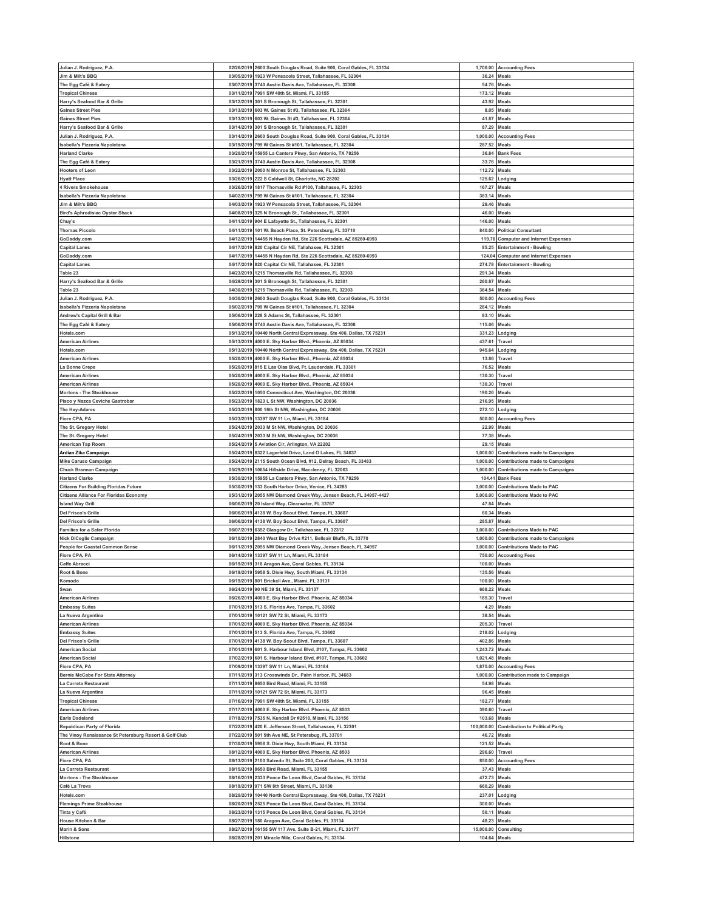| | | | | |
|---|---|---|---|---|
| Julian J. Rodriguez, P.A. | 02/26/2019 | 2600 South Douglas Road, Suite 900, Coral Gables, FL 33134 | 1,700.00 | Accounting Fees |
| Jim & Milt's BBQ | 03/05/2019 | 1923 W Pensacola Street, Tallahassee, FL 32304 | 36.24 | Meals |
| The Egg Café & Eatery | 03/07/2019 | 3740 Austin Davis Ave, Tallahassee, FL 32308 | 54.76 | Meals |
| Tropical Chinese | 03/11/2019 | 7991 SW 40th St, Miami, FL 33155 | 173.12 | Meals |
| Harry's Seafood Bar & Grille | 03/12/2019 | 301 S Bronough St, Tallahassee, FL 32301 | 43.92 | Meals |
| Gaines Street Pies | 03/13/2019 | 603 W. Gaines St #3, Tallahassee, FL 32304 | 8.05 | Meals |
| Gaines Street Pies | 03/13/2019 | 603 W. Gaines St #3, Tallahassee, FL 32304 | 41.87 | Meals |
| Harry's Seafood Bar & Grille | 03/14/2019 | 301 S Bronough St, Tallahassee, FL 32301 | 87.29 | Meals |
| Julian J. Rodriguez, P.A. | 03/14/2019 | 2600 South Douglas Road, Suite 900, Coral Gables, FL 33134 | 1,000.00 | Accounting Fees |
| Isabella's Pizzeria Napoletana | 03/19/2019 | 799 W Gaines St #101, Tallahassee, FL 32304 | 287.52 | Meals |
| Harland Clarke | 03/20/2019 | 15955 La Cantera Pkwy, San Antonio, TX 78256 | 36.84 | Bank Fees |
| The Egg Café & Eatery | 03/21/2019 | 3740 Austin Davis Ave, Tallahassee, FL 32308 | 33.76 | Meals |
| Hooters of Leon | 03/22/2019 | 2000 N Monroe St, Tallahassee, FL 32303 | 112.72 | Meals |
| Hyatt Place | 03/26/2019 | 222 S Caldwell St, Charlotte, NC 28202 | 125.62 | Lodging |
| 4 Rivers Smokehouse | 03/26/2019 | 1817 Thomasville Rd #100, Tallahassee, FL 32303 | 167.27 | Meals |
| Isabella's Pizzeria Napoletana | 04/02/2019 | 799 W Gaines St #101, Tallahassee, FL 32304 | 383.14 | Meals |
| Jim & Milt's BBQ | 04/03/2019 | 1923 W Pensacola Street, Tallahassee, FL 32304 | 29.46 | Meals |
| Bird's Aphrodisiac Oyster Shack | 04/08/2019 | 325 N Bronough St., Tallahassee, FL 32301 | 46.00 | Meals |
| Chuy's | 04/11/2019 | 904 E Lafayette St., Tallahassee, FL 32301 | 146.00 | Meals |
| Thomas Piccolo | 04/11/2019 | 101 W. Beach Place, St. Petersburg, FL 33710 | 840.00 | Political Consultant |
| GoDaddy.com | 04/12/2019 | 14455 N Hayden Rd, Ste 226 Scottsdale, AZ 85260-6993 | 119.76 | Computer and Internet Expenses |
| Capital Lanes | 04/17/2019 | 820 Capital Cir NE, Tallahasse, FL 32301 | 85.25 | Entertainment - Bowling |
| GoDaddy.com | 04/17/2019 | 14455 N Hayden Rd, Ste 226 Scottsdale, AZ 85260-6993 | 124.04 | Computer and Internet Expenses |
| Capital Lanes | 04/17/2019 | 820 Capital Cir NE, Tallahasse, FL 32301 | 274.78 | Entertainment - Bowling |
| Table 23 | 04/23/2019 | 1215 Thomasville Rd, Tallahassee, FL 32303 | 291.34 | Meals |
| Harry's Seafood Bar & Grille | 04/29/2019 | 301 S Bronough St, Tallahassee, FL 32301 | 260.87 | Meals |
| Table 23 | 04/30/2019 | 1215 Thomasville Rd, Tallahassee, FL 32303 | 364.54 | Meals |
| Julian J. Rodriguez, P.A. | 04/30/2019 | 2600 South Douglas Road, Suite 900, Coral Gables, FL 33134 | 500.00 | Accounting Fees |
| Isabella's Pizzeria Napoletana | 05/02/2019 | 799 W Gaines St #101, Tallahassee, FL 32304 | 284.12 | Meals |
| Andrew's Capital Grill & Bar | 05/06/2019 | 228 S Adams St, Tallahassee, FL 32301 | 83.10 | Meals |
| The Egg Café & Eatery | 05/06/2019 | 3740 Austin Davis Ave, Tallahassee, FL 32308 | 115.06 | Meals |
| Hotels.com | 05/13/2019 | 10440 North Central Expressway, Ste 400, Dallas, TX 75231 | 331.23 | Lodging |
| American Airlines | 05/13/2019 | 4000 E. Sky Harbor Blvd., Phoenix, AZ 85034 | 437.61 | Travel |
| Hotels.com | 05/13/2019 | 10440 North Central Expressway, Ste 400, Dallas, TX 75231 | 945.64 | Lodging |
| American Airlines | 05/20/2019 | 4000 E. Sky Harbor Blvd., Phoeniz, AZ 85034 | 13.86 | Travel |
| La Bonne Crepe | 05/20/2019 | 815 E Las Olas Blvd, Ft. Lauderdale, FL 33301 | 76.52 | Meals |
| American Airlines | 05/20/2019 | 4000 E. Sky Harbor Blvd., Phoeniz, AZ 85034 | 130.30 | Travel |
| American Airlines | 05/20/2019 | 4000 E. Sky Harbor Blvd., Phoeniz, AZ 85034 | 130.30 | Travel |
| Mortons - The Steakhouse | 05/22/2019 | 1050 Connecticut Ave, Washington, DC 20036 | 190.26 | Meals |
| Pisco y Nazca Ceviche Gastrobar | 05/23/2019 | 1823 L St NW, Washington, DC 20036 | 216.95 | Meals |
| The Hay-Adams | 05/23/2019 | 800 16th St NW, Washington, DC 20006 | 272.10 | Lodging |
| Fiore CPA, PA | 05/23/2019 | 13397 SW 11 Ln, Miami, FL 33184 | 500.00 | Accounting Fees |
| The St. Gregory Hotel | 05/24/2019 | 2033 M St NW, Washington, DC 20036 | 22.99 | Meals |
| The St. Gregory Hotel | 05/24/2019 | 2033 M St NW, Washington, DC 20036 | 77.38 | Meals |
| American Tap Room | 05/24/2019 | 5 Aviation Cir, Arlington, VA 22202 | 29.15 | Meals |
| Ardian Zika Campaign | 05/24/2019 | 8322 Lagerfeld Drive, Land O Lakes, FL 34637 | 1,000.00 | Contributions made to Campaigns |
| Mike Caruso Campaign | 05/24/2019 | 2115 South Ocean Blvd, #12, Delray Beach, FL 33483 | 1,000.00 | Contributions made to Campaigns |
| Chuck Brannan Campaign | 05/29/2019 | 10654 Hillside Drive, Macclenny, FL 32063 | 1,000.00 | Contributions made to Campaigns |
| Harland Clarke | 05/30/2019 | 15955 La Cantera Pkwy, San Antonio, TX 78256 | 104.41 | Bank Fees |
| Citizens For Building Floridas Future | 05/30/2019 | 133 South Harbor Drive, Venice, FL 34285 | 3,000.00 | Contributions Made to PAC |
| Citizens Alliance For Floridas Economy | 05/31/2019 | 2055 NW Diamond Creek Way, Jensen Beach, FL 34957-4427 | 5,000.00 | Contributions Made to PAC |
| Island Way Grill | 06/06/2019 | 20 Island Way, Clearwater, FL 33767 | 47.84 | Meals |
| Del Frisco's Grille | 06/06/2019 | 4138 W. Boy Scout Blvd, Tampa, FL 33607 | 60.34 | Meals |
| Del Frisco's Grille | 06/06/2019 | 4138 W. Boy Scout Blvd, Tampa, FL 33607 | 285.87 | Meals |
| Families for a Safer Florida | 06/07/2019 | 6352 Glasgow Dr, Tallahassee, FL 32312 | 3,000.00 | Contributions Made to PAC |
| Nick DiCeglie Campaign | 06/10/2019 | 2840 West Bay Drive #211, Belleair Bluffs, FL 33770 | 1,000.00 | Contributions made to Campaigns |
| People for Coastal Common Sense | 06/11/2019 | 2055 NW Diamond Creek Way, Jensen Beach, FL 34957 | 3,000.00 | Contributions Made to PAC |
| Fiore CPA, PA | 06/14/2019 | 13397 SW 11 Ln, Miami, FL 33184 | 750.00 | Accounting Fees |
| Caffe Abracci | 06/19/2019 | 318 Aragon Ave, Coral Gables, FL 33134 | 100.00 | Meals |
| Root & Bone | 06/19/2019 | 5958 S. Dixie Hwy, South Miami, FL 33134 | 135.56 | Meals |
| Komodo | 06/19/2019 | 801 Brickell Ave., Miami, FL 33131 | 100.00 | Meals |
| Swan | 06/24/2019 | 90 NE 39 St, Miami, FL 33137 | 668.22 | Meals |
| American Airlines | 06/26/2019 | 4000 E. Sky Harbor Blvd. Phoenix, AZ 85034 | 185.30 | Travel |
| Embassy Suites | 07/01/2019 | 513 S. Florida Ave, Tampa, FL 33602 | 4.29 | Meals |
| La Nueva Argentina | 07/01/2019 | 10121 SW 72 St, Miami, FL 33173 | 38.54 | Meals |
| American Airlines | 07/01/2019 | 4000 E. Sky Harbor Blvd. Phoenix, AZ 85034 | 205.30 | Travel |
| Embassy Suites | 07/01/2019 | 513 S. Florida Ave, Tampa, FL 33602 | 218.02 | Lodging |
| Del Frisco's Grille | 07/01/2019 | 4138 W. Boy Scout Blvd, Tampa, FL 33607 | 402.86 | Meals |
| American Social | 07/01/2019 | 601 S. Harbour Island Blvd, #107, Tampa, FL 33602 | 1,243.72 | Meals |
| American Social | 07/02/2019 | 601 S. Harbour Island Blvd, #107, Tampa, FL 33602 | 1,021.48 | Meals |
| Fiore CPA, PA | 07/09/2019 | 13397 SW 11 Ln, Miami, FL 33184 | 1,875.00 | Accounting Fees |
| Bernie McCabe For State Attorney | 07/11/2019 | 313 Crosswinds Dr., Palm Harbor, FL 34683 | 1,000.00 | Contribution made to Campaign |
| La Carreta Restaurant | 07/11/2019 | 8650 Bird Road, Miami, FL 33155 | 54.98 | Meals |
| La Nueva Argentina | 07/11/2019 | 10121 SW 72 St, Miami, FL 33173 | 96.45 | Meals |
| Tropical Chinese | 07/16/2019 | 7991 SW 40th St, Miami, FL 33155 | 182.77 | Meals |
| American Airlines | 07/17/2019 | 4000 E. Sky Harbor Blvd. Phoenix, AZ 8503 | 390.60 | Travel |
| Earls Dadeland | 07/18/2019 | 7535 N. Kendall Dr #2510, Miami, FL 33156 | 103.68 | Meals |
| Republican Party of Florida | 07/22/2019 | 420 E. Jefferson Street, Tallahassee, FL 32301 | 100,000.00 | Contribution to Political Party |
| The Vinoy Renaissance St Petersburg Resort & Golf Club | 07/22/2019 | 501 5th Ave NE, St Petersbug, FL 33701 | 46.72 | Meals |
| Root & Bone | 07/30/2019 | 5958 S. Dixie Hwy, South Miami, FL 33134 | 121.52 | Meals |
| American Airlines | 08/12/2019 | 4000 E. Sky Harbor Blvd. Phoenix, AZ 8503 | 296.60 | Travel |
| Fiore CPA, PA | 08/13/2019 | 2100 Salzedo St, Suite 200, Coral Gables, FL 33134 | 850.00 | Accounting Fees |
| La Carreta Restaurant | 08/15/2019 | 8650 Bird Road, Miami, FL 33155 | 37.43 | Meals |
| Mortons - The Steakhouse | 08/16/2019 | 2333 Ponce De Leon Blvd, Coral Gables, FL 33134 | 472.73 | Meals |
| Café La Trova | 08/19/2019 | 971 SW 8th Street, Miami, FL 33130 | 660.29 | Meals |
| Hotels.com | 08/20/2019 | 10440 North Central Expressway, Ste 400, Dallas, TX 75231 | 237.01 | Lodging |
| Flemings Prime Steakhouse | 08/20/2019 | 2525 Ponce De Leon Blvd, Coral Gables, FL 33134 | 300.00 | Meals |
| Tinta y Café | 08/23/2019 | 1315 Ponce De Leon Blvd, Coral Gables, FL 33134 | 50.11 | Meals |
| House Kitchen & Bar | 08/27/2019 | 180 Aragon Ave, Coral Gables, FL 33134 | 48.23 | Meals |
| Marin & Sons | 08/27/2019 | 16155 SW 117 Ave, Suite B-21, Miami, FL 33177 | 15,000.00 | Consulting |
| Hillstone | 08/28/2019 | 201 Miracle Mile, Coral Gables, FL 33134 | 104.64 | Meals |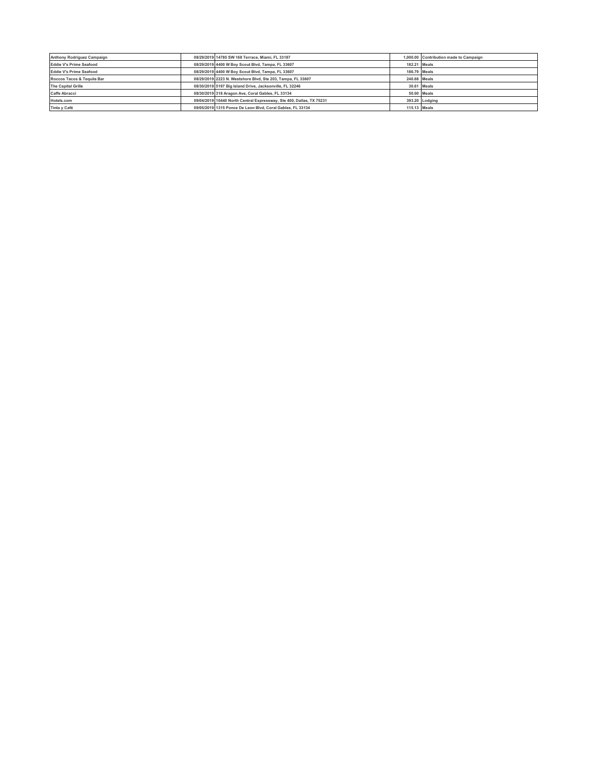| | | | | |
|---|---|---|---|---|
| Anthony Rodriguez Campaign | 08/29/2019 | 14785 SW 168 Terrace, Miami, FL 33187 | 1,000.00 | Contribution made to Campaign |
| Eddie V's Prime Seafood | 08/29/2019 | 4400 W Boy Scout Blvd, Tampa, FL 33607 | 182.21 | Meals |
| Eddie V's Prime Seafood | 08/29/2019 | 4400 W Boy Scout Blvd, Tampa, FL 33607 | 186.79 | Meals |
| Roccos Tacos & Tequila Bar | 08/29/2019 | 2223 N. Westshore Blvd, Ste 203, Tampa, FL 33607 | 240.68 | Meals |
| The Capital Grille | 08/30/2019 | 5197 Big Island Drive, Jacksonville, FL 32246 | 30.61 | Meals |
| Caffe Abracci | 08/30/2019 | 318 Aragon Ave, Coral Gables, FL 33134 | 50.00 | Meals |
| Hotels.com | 09/04/2019 | 10440 North Central Expressway, Ste 400, Dallas, TX 75231 | 393.20 | Lodging |
| Tinta y Café | 09/05/2019 | 1315 Ponce De Leon Blvd, Coral Gables, FL 33134 | 115.13 | Meals |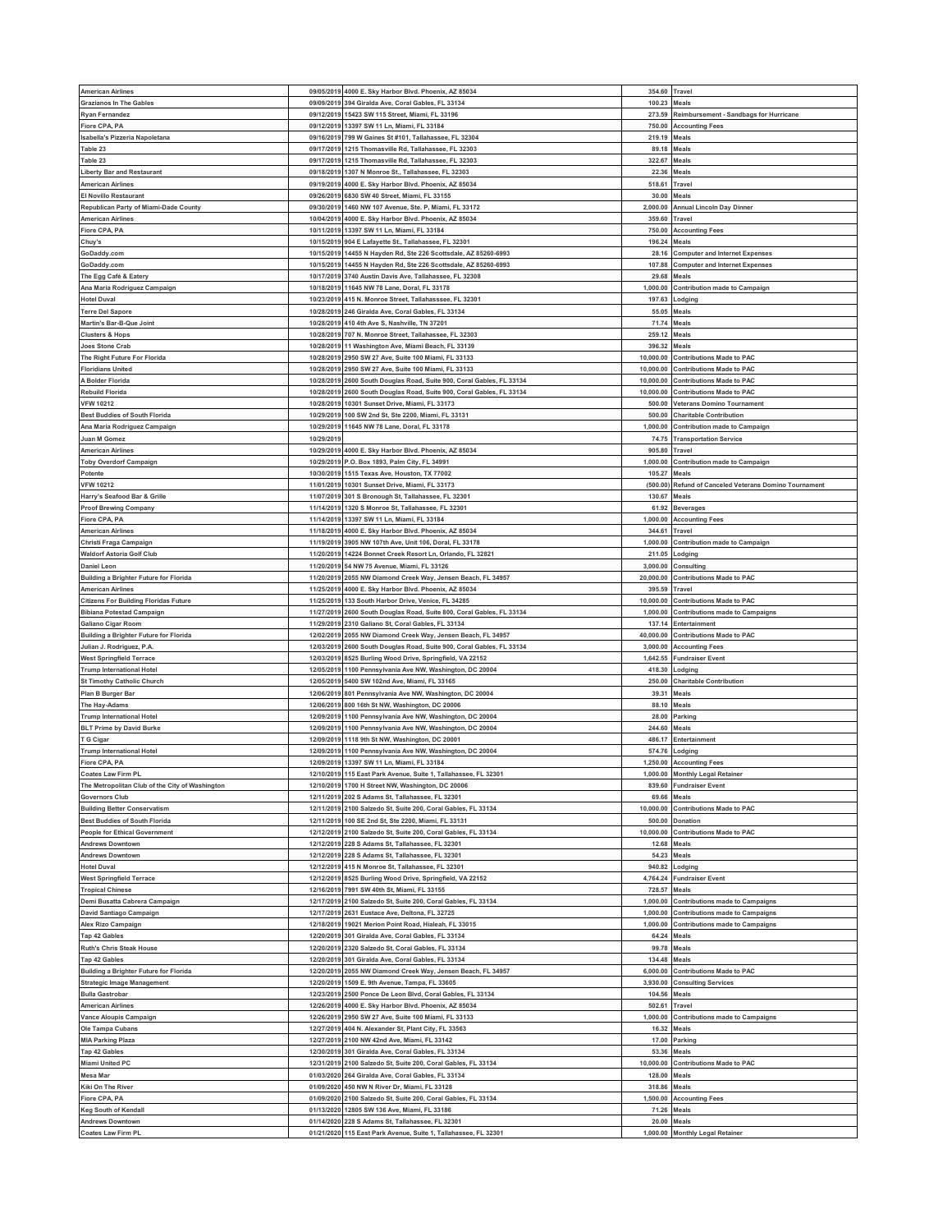| | | | | |
|---|---|---|---|---|
| American Airlines | 09/05/2019 | 4000 E. Sky Harbor Blvd. Phoenix, AZ 85034 | 354.60 | Travel |
| Grazianos In The Gables | 09/09/2019 | 394 Giralda Ave, Coral Gables, FL 33134 | 100.23 | Meals |
| Ryan Fernandez | 09/12/2019 | 15423 SW 115 Street, Miami, FL 33196 | 273.59 | Reimbursement - Sandbags for Hurricane |
| Fiore CPA, PA | 09/12/2019 | 13397 SW 11 Ln, Miami, FL 33184 | 750.00 | Accounting Fees |
| Isabella's Pizzeria Napoletana | 09/16/2019 | 799 W Gaines St #101, Tallahassee, FL 32304 | 219.19 | Meals |
| Table 23 | 09/17/2019 | 1215 Thomasville Rd, Tallahassee, FL 32303 | 89.18 | Meals |
| Table 23 | 09/17/2019 | 1215 Thomasville Rd, Tallahassee, FL 32303 | 322.67 | Meals |
| Liberty Bar and Restaurant | 09/18/2019 | 1307 N Monroe St., Tallahassee, FL 32303 | 22.36 | Meals |
| American Airlines | 09/19/2019 | 4000 E. Sky Harbor Blvd. Phoenix, AZ 85034 | 518.61 | Travel |
| El Novillo Restaurant | 09/26/2019 | 6830 SW 40 Street, Miami, FL 33155 | 30.00 | Meals |
| Republican Party of Miami-Dade County | 09/30/2019 | 1460 NW 107 Avenue, Ste. P, Miami, FL 33172 | 2,000.00 | Annual Lincoln Day Dinner |
| American Airlines | 10/04/2019 | 4000 E. Sky Harbor Blvd. Phoenix, AZ 85034 | 359.60 | Travel |
| Fiore CPA, PA | 10/11/2019 | 13397 SW 11 Ln, Miami, FL 33184 | 750.00 | Accounting Fees |
| Chuy's | 10/15/2019 | 904 E Lafayette St., Tallahassee, FL 32301 | 196.24 | Meals |
| GoDaddy.com | 10/15/2019 | 14455 N Hayden Rd, Ste 226 Scottsdale, AZ 85260-6993 | 28.16 | Computer and Internet Expenses |
| GoDaddy.com | 10/15/2019 | 14455 N Hayden Rd, Ste 226 Scottsdale, AZ 85260-6993 | 107.88 | Computer and Internet Expenses |
| The Egg Café & Eatery | 10/17/2019 | 3740 Austin Davis Ave, Tallahassee, FL 32308 | 29.68 | Meals |
| Ana Maria Rodriguez Campaign | 10/18/2019 | 11645 NW 78 Lane, Doral, FL 33178 | 1,000.00 | Contribution made to Campaign |
| Hotel Duval | 10/23/2019 | 415 N. Monroe Street, Tallahasssee, FL 32301 | 197.63 | Lodging |
| Terre Del Sapore | 10/28/2019 | 246 Giralda Ave, Coral Gables, FL 33134 | 55.05 | Meals |
| Martin's Bar-B-Que Joint | 10/28/2019 | 410 4th Ave S, Nashville, TN 37201 | 71.74 | Meals |
| Clusters & Hops | 10/28/2019 | 707 N. Monroe Street, Tallahassee, FL 32303 | 259.12 | Meals |
| Joes Stone Crab | 10/28/2019 | 11 Washington Ave, Miami Beach, FL 33139 | 396.32 | Meals |
| The Right Future For Florida | 10/28/2019 | 2950 SW 27 Ave, Suite 100 Miami, FL 33133 | 10,000.00 | Contributions Made to PAC |
| Floridians United | 10/28/2019 | 2950 SW 27 Ave, Suite 100 Miami, FL 33133 | 10,000.00 | Contributions Made to PAC |
| A Bolder Florida | 10/28/2019 | 2600 South Douglas Road, Suite 900, Coral Gables, FL 33134 | 10,000.00 | Contributions Made to PAC |
| Rebuild Florida | 10/28/2019 | 2600 South Douglas Road, Suite 900, Coral Gables, FL 33134 | 10,000.00 | Contributions Made to PAC |
| VFW 10212 | 10/28/2019 | 10301 Sunset Drive, Miami, FL 33173 | 500.00 | Veterans Domino Tournament |
| Best Buddies of South Florida | 10/29/2019 | 100 SW 2nd St, Ste 2200, Miami, FL 33131 | 500.00 | Charitable Contribution |
| Ana Maria Rodriguez Campaign | 10/29/2019 | 11645 NW 78 Lane, Doral, FL 33178 | 1,000.00 | Contribution made to Campaign |
| Juan M Gomez | 10/29/2019 | | 74.75 | Transportation Service |
| American Airlines | 10/29/2019 | 4000 E. Sky Harbor Blvd. Phoenix, AZ 85034 | 905.80 | Travel |
| Toby Overdorf Campaign | 10/29/2019 | P.O. Box 1893, Palm City, FL 34991 | 1,000.00 | Contribution made to Campaign |
| Potente | 10/30/2019 | 1515 Texas Ave, Houston, TX 77002 | 105.27 | Meals |
| VFW 10212 | 11/01/2019 | 10301 Sunset Drive, Miami, FL 33173 | (500.00) | Refund of Canceled Veterans Domino Tournament |
| Harry's Seafood Bar & Grille | 11/07/2019 | 301 S Bronough St, Tallahassee, FL 32301 | 130.67 | Meals |
| Proof Brewing Company | 11/14/2019 | 1320 S Monroe St, Tallahassee, FL 32301 | 61.92 | Beverages |
| Fiore CPA, PA | 11/14/2019 | 13397 SW 11 Ln, Miami, FL 33184 | 1,000.00 | Accounting Fees |
| American Airlines | 11/18/2019 | 4000 E. Sky Harbor Blvd. Phoenix, AZ 85034 | 344.61 | Travel |
| Christi Fraga Campaign | 11/19/2019 | 3905 NW 107th Ave, Unit 106, Doral, FL 33178 | 1,000.00 | Contribution made to Campaign |
| Waldorf Astoria Golf Club | 11/20/2019 | 14224 Bonnet Creek Resort Ln, Orlando, FL 32821 | 211.05 | Lodging |
| Daniel Leon | 11/20/2019 | 54 NW 75 Avenue, Miami, FL 33126 | 3,000.00 | Consulting |
| Building a Brighter Future for Florida | 11/20/2019 | 2055 NW Diamond Creek Way, Jensen Beach, FL 34957 | 20,000.00 | Contributions Made to PAC |
| American Airlines | 11/25/2019 | 4000 E. Sky Harbor Blvd. Phoenix, AZ 85034 | 395.59 | Travel |
| Citizens For Building Floridas Future | 11/25/2019 | 133 South Harbor Drive, Venice, FL 34285 | 10,000.00 | Contributions Made to PAC |
| Bibiana Potestad Campaign | 11/27/2019 | 2600 South Douglas Road, Suite 800, Coral Gables, FL 33134 | 1,000.00 | Contributions made to Campaigns |
| Galiano Cigar Room | 11/29/2019 | 2310 Galiano St, Coral Gables, FL 33134 | 137.14 | Entertainment |
| Building a Brighter Future for Florida | 12/02/2019 | 2055 NW Diamond Creek Way, Jensen Beach, FL 34957 | 40,000.00 | Contributions Made to PAC |
| Julian J. Rodriguez, P.A. | 12/03/2019 | 2600 South Douglas Road, Suite 900, Coral Gables, FL 33134 | 3,000.00 | Accounting Fees |
| West Springfield Terrace | 12/03/2019 | 8525 Burling Wood Drive, Springfield, VA 22152 | 1,642.55 | Fundraiser Event |
| Trump International Hotel | 12/05/2019 | 1100 Pennsylvania Ave NW, Washington, DC 20004 | 418.30 | Lodging |
| St Timothy Catholic Church | 12/05/2019 | 5400 SW 102nd Ave, Miami, FL 33165 | 250.00 | Charitable Contribution |
| Plan B Burger Bar | 12/06/2019 | 801 Pennsylvania Ave NW, Washington, DC 20004 | 39.31 | Meals |
| The Hay-Adams | 12/06/2019 | 800 16th St NW, Washington, DC 20006 | 88.10 | Meals |
| Trump International Hotel | 12/09/2019 | 1100 Pennsylvania Ave NW, Washington, DC 20004 | 28.00 | Parking |
| BLT Prime by David Burke | 12/09/2019 | 1100 Pennsylvania Ave NW, Washington, DC 20004 | 244.60 | Meals |
| T G Cigar | 12/09/2019 | 1118 9th St NW, Washington, DC 20001 | 486.17 | Entertainment |
| Trump International Hotel | 12/09/2019 | 1100 Pennsylvania Ave NW, Washington, DC 20004 | 574.76 | Lodging |
| Fiore CPA, PA | 12/09/2019 | 13397 SW 11 Ln, Miami, FL 33184 | 1,250.00 | Accounting Fees |
| Coates Law Firm PL | 12/10/2019 | 115 East Park Avenue, Suite 1, Tallahassee, FL 32301 | 1,000.00 | Monthly Legal Retainer |
| The Metropolitan Club of the City of Washington | 12/10/2019 | 1700 H Street NW, Washington, DC 20006 | 839.60 | Fundraiser Event |
| Governors Club | 12/11/2019 | 202 S Adams St, Tallahassee, FL 32301 | 69.66 | Meals |
| Building Better Conservatism | 12/11/2019 | 2100 Salzedo St, Suite 200, Coral Gables, FL 33134 | 10,000.00 | Contributions Made to PAC |
| Best Buddies of South Florida | 12/11/2019 | 100 SE 2nd St, Ste 2200, Miami, FL 33131 | 500.00 | Donation |
| People for Ethical Government | 12/12/2019 | 2100 Salzedo St, Suite 200, Coral Gables, FL 33134 | 10,000.00 | Contributions Made to PAC |
| Andrews Downtown | 12/12/2019 | 228 S Adams St, Tallahassee, FL 32301 | 12.68 | Meals |
| Andrews Downtown | 12/12/2019 | 228 S Adams St, Tallahassee, FL 32301 | 54.23 | Meals |
| Hotel Duval | 12/12/2019 | 415 N Monroe St, Tallahassee, FL 32301 | 940.82 | Lodging |
| West Springfield Terrace | 12/12/2019 | 8525 Burling Wood Drive, Springfield, VA 22152 | 4,764.24 | Fundraiser Event |
| Tropical Chinese | 12/16/2019 | 7991 SW 40th St, Miami, FL 33155 | 728.57 | Meals |
| Demi Busatta Cabrera Campaign | 12/17/2019 | 2100 Salzedo St, Suite 200, Coral Gables, FL 33134 | 1,000.00 | Contributions made to Campaigns |
| David Santiago Campaign | 12/17/2019 | 2631 Eustace Ave, Deltona, FL 32725 | 1,000.00 | Contributions made to Campaigns |
| Alex Rizo Campaign | 12/18/2019 | 19021 Merion Point Road, Hialeah, FL 33015 | 1,000.00 | Contributions made to Campaigns |
| Tap 42 Gables | 12/20/2019 | 301 Giralda Ave, Coral Gables, FL 33134 | 64.24 | Meals |
| Ruth's Chris Steak House | 12/20/2019 | 2320 Salzedo St, Coral Gables, FL 33134 | 99.78 | Meals |
| Tap 42 Gables | 12/20/2019 | 301 Giralda Ave, Coral Gables, FL 33134 | 134.48 | Meals |
| Building a Brighter Future for Florida | 12/20/2019 | 2055 NW Diamond Creek Way, Jensen Beach, FL 34957 | 6,000.00 | Contributions Made to PAC |
| Strategic Image Management | 12/20/2019 | 1509 E. 9th Avenue, Tampa, FL 33605 | 3,930.00 | Consulting Services |
| Bulla Gastrobar | 12/23/2019 | 2500 Ponce De Leon Blvd, Coral Gables, FL 33134 | 104.56 | Meals |
| American Airlines | 12/26/2019 | 4000 E. Sky Harbor Blvd. Phoenix, AZ 85034 | 502.61 | Travel |
| Vance Aloupis Campaign | 12/26/2019 | 2950 SW 27 Ave, Suite 100 Miami, FL 33133 | 1,000.00 | Contributions made to Campaigns |
| Ole Tampa Cubans | 12/27/2019 | 404 N. Alexander St, Plant City, FL 33563 | 16.32 | Meals |
| MIA Parking Plaza | 12/27/2019 | 2100 NW 42nd Ave, Miami, FL 33142 | 17.00 | Parking |
| Tap 42 Gables | 12/30/2019 | 301 Giralda Ave, Coral Gables, FL 33134 | 53.36 | Meals |
| Miami United PC | 12/31/2019 | 2100 Salzedo St, Suite 200, Coral Gables, FL 33134 | 10,000.00 | Contributions Made to PAC |
| Mesa Mar | 01/03/2020 | 264 Giralda Ave, Coral Gables, FL 33134 | 128.00 | Meals |
| Kiki On The River | 01/09/2020 | 450 NW N River Dr, Miami, FL 33128 | 318.86 | Meals |
| Fiore CPA, PA | 01/09/2020 | 2100 Salzedo St, Suite 200, Coral Gables, FL 33134 | 1,500.00 | Accounting Fees |
| Keg South of Kendall | 01/13/2020 | 12805 SW 136 Ave, Miami, FL 33186 | 71.26 | Meals |
| Andrews Downtown | 01/14/2020 | 228 S Adams St, Tallahassee, FL 32301 | 20.00 | Meals |
| Coates Law Firm PL | 01/21/2020 | 115 East Park Avenue, Suite 1, Tallahassee, FL 32301 | 1,000.00 | Monthly Legal Retainer |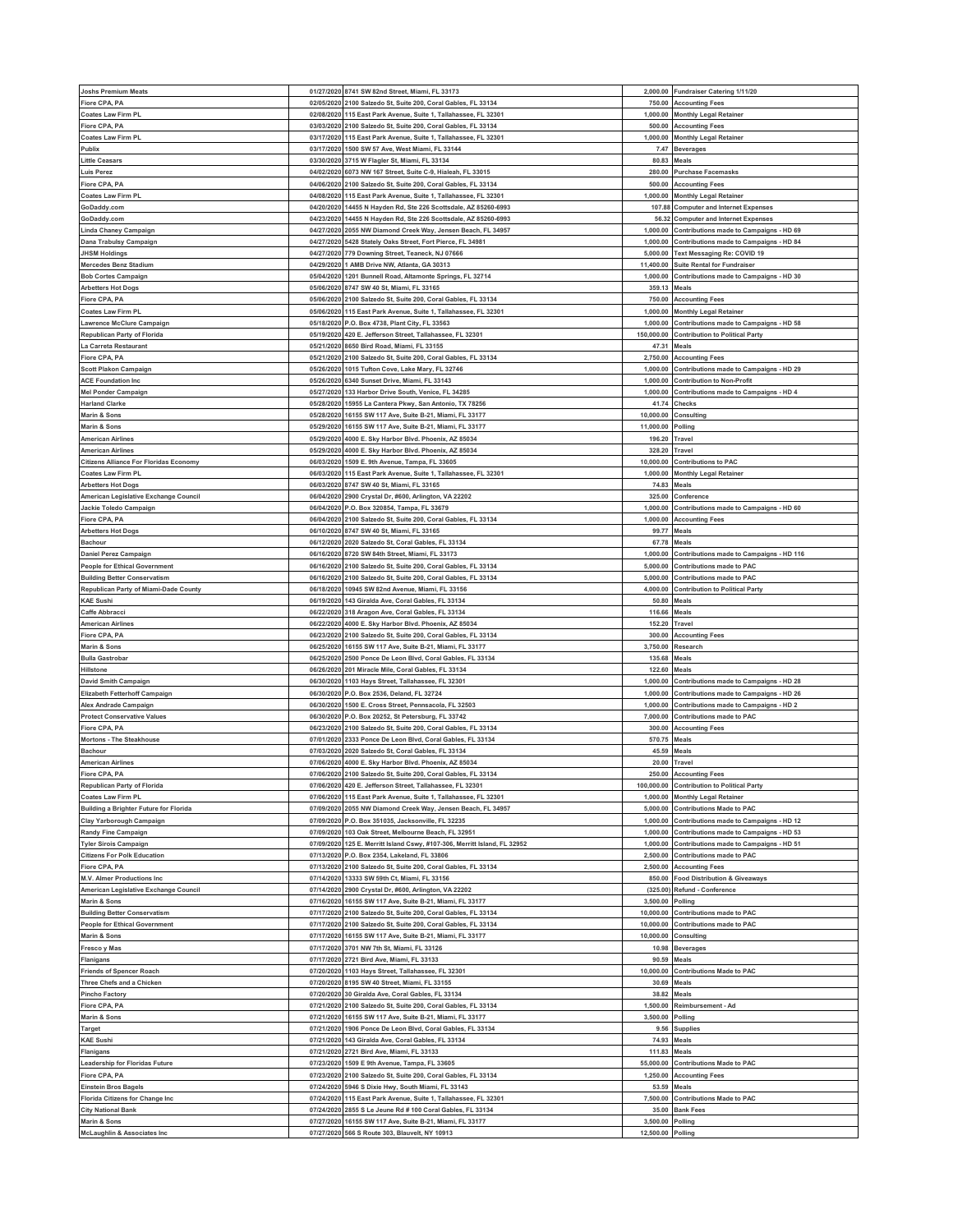| | | | | |
|---|---|---|---|---|
| Joshs Premium Meats | 01/27/2020 | 8741 SW 82nd Street, Miami, FL 33173 | 2,000.00 | Fundraiser Catering 1/11/20 |
| Fiore CPA, PA | 02/05/2020 | 2100 Salzedo St, Suite 200, Coral Gables, FL 33134 | 750.00 | Accounting Fees |
| Coates Law Firm PL | 02/08/2020 | 115 East Park Avenue, Suite 1, Tallahassee, FL 32301 | 1,000.00 | Monthly Legal Retainer |
| Fiore CPA, PA | 03/03/2020 | 2100 Salzedo St, Suite 200, Coral Gables, FL 33134 | 500.00 | Accounting Fees |
| Coates Law Firm PL | 03/17/2020 | 115 East Park Avenue, Suite 1, Tallahassee, FL 32301 | 1,000.00 | Monthly Legal Retainer |
| Publix | 03/17/2020 | 1500 SW 57 Ave, West Miami, FL 33144 | 7.47 | Beverages |
| Little Ceasars | 03/30/2020 | 3715 W Flagler St, Miami, FL 33134 | 80.83 | Meals |
| Luis Perez | 04/02/2020 | 6073 NW 167 Street, Suite C-9, Hialeah, FL 33015 | 280.00 | Purchase Facemasks |
| Fiore CPA, PA | 04/06/2020 | 2100 Salzedo St, Suite 200, Coral Gables, FL 33134 | 500.00 | Accounting Fees |
| Coates Law Firm PL | 04/08/2020 | 115 East Park Avenue, Suite 1, Tallahassee, FL 32301 | 1,000.00 | Monthly Legal Retainer |
| GoDaddy.com | 04/20/2020 | 14455 N Hayden Rd, Ste 226 Scottsdale, AZ 85260-6993 | 107.88 | Computer and Internet Expenses |
| GoDaddy.com | 04/23/2020 | 14455 N Hayden Rd, Ste 226 Scottsdale, AZ 85260-6993 | 56.32 | Computer and Internet Expenses |
| Linda Chaney Campaign | 04/27/2020 | 2055 NW Diamond Creek Way, Jensen Beach, FL 34957 | 1,000.00 | Contributions made to Campaigns - HD 69 |
| Dana Trabulsy Campaign | 04/27/2020 | 5428 Stately Oaks Street, Fort Pierce, FL 34981 | 1,000.00 | Contributions made to Campaigns - HD 84 |
| JHSM Holdings | 04/27/2020 | 779 Downing Street, Teaneck, NJ 07666 | 5,000.00 | Text Messaging Re: COVID 19 |
| Mercedes Benz Stadium | 04/29/2020 | 1 AMB Drive NW, Atlanta, GA 30313 | 11,400.00 | Suite Rental for Fundraiser |
| Bob Cortes Campaign | 05/04/2020 | 1201 Bunnell Road, Altamonte Springs, FL 32714 | 1,000.00 | Contributions made to Campaigns - HD 30 |
| Arbetters Hot Dogs | 05/06/2020 | 8747 SW 40 St, Miami, FL 33165 | 359.13 | Meals |
| Fiore CPA, PA | 05/06/2020 | 2100 Salzedo St, Suite 200, Coral Gables, FL 33134 | 750.00 | Accounting Fees |
| Coates Law Firm PL | 05/06/2020 | 115 East Park Avenue, Suite 1, Tallahassee, FL 32301 | 1,000.00 | Monthly Legal Retainer |
| Lawrence McClure Campaign | 05/18/2020 | P.O. Box 4738, Plant City, FL 33563 | 1,000.00 | Contributions made to Campaigns - HD 58 |
| Republican Party of Florida | 05/19/2020 | 420 E. Jefferson Street, Tallahassee, FL 32301 | 150,000.00 | Contribution to Political Party |
| La Carreta Restaurant | 05/21/2020 | 8650 Bird Road, Miami, FL 33155 | 47.31 | Meals |
| Fiore CPA, PA | 05/21/2020 | 2100 Salzedo St, Suite 200, Coral Gables, FL 33134 | 2,750.00 | Accounting Fees |
| Scott Plakon Campaign | 05/26/2020 | 1015 Tufton Cove, Lake Mary, FL 32746 | 1,000.00 | Contributions made to Campaigns - HD 29 |
| ACE Foundation Inc | 05/26/2020 | 6340 Sunset Drive, Miami, FL 33143 | 1,000.00 | Contribution to Non-Profit |
| Mel Ponder Campaign | 05/27/2020 | 133 Harbor Drive South, Venice, FL 34285 | 1,000.00 | Contributions made to Campaigns - HD 4 |
| Harland Clarke | 05/28/2020 | 15955 La Cantera Pkwy, San Antonio, TX 78256 | 41.74 | Checks |
| Marin & Sons | 05/28/2020 | 16155 SW 117 Ave, Suite B-21, Miami, FL 33177 | 10,000.00 | Consulting |
| Marin & Sons | 05/29/2020 | 16155 SW 117 Ave, Suite B-21, Miami, FL 33177 | 11,000.00 | Polling |
| American Airlines | 05/29/2020 | 4000 E. Sky Harbor Blvd. Phoenix, AZ 85034 | 196.20 | Travel |
| American Airlines | 05/29/2020 | 4000 E. Sky Harbor Blvd. Phoenix, AZ 85034 | 328.20 | Travel |
| Citizens Alliance For Floridas Economy | 06/03/2020 | 1509 E. 9th Avenue, Tampa, FL 33605 | 10,000.00 | Contributions to PAC |
| Coates Law Firm PL | 06/03/2020 | 115 East Park Avenue, Suite 1, Tallahassee, FL 32301 | 1,000.00 | Monthly Legal Retainer |
| Arbetters Hot Dogs | 06/03/2020 | 8747 SW 40 St, Miami, FL 33165 | 74.83 | Meals |
| American Legislative Exchange Council | 06/04/2020 | 2900 Crystal Dr, #600, Arlington, VA 22202 | 325.00 | Conference |
| Jackie Toledo Campaign | 06/04/2020 | P.O. Box 320854, Tampa, FL 33679 | 1,000.00 | Contributions made to Campaigns - HD 60 |
| Fiore CPA, PA | 06/04/2020 | 2100 Salzedo St, Suite 200, Coral Gables, FL 33134 | 1,000.00 | Accounting Fees |
| Arbetters Hot Dogs | 06/10/2020 | 8747 SW 40 St, Miami, FL 33165 | 99.77 | Meals |
| Bachour | 06/12/2020 | 2020 Salzedo St, Coral Gables, FL 33134 | 67.78 | Meals |
| Daniel Perez Campaign | 06/16/2020 | 8720 SW 84th Street, Miami, FL 33173 | 1,000.00 | Contributions made to Campaigns - HD 116 |
| People for Ethical Government | 06/16/2020 | 2100 Salzedo St, Suite 200, Coral Gables, FL 33134 | 5,000.00 | Contributions made to PAC |
| Building Better Conservatism | 06/16/2020 | 2100 Salzedo St, Suite 200, Coral Gables, FL 33134 | 5,000.00 | Contributions made to PAC |
| Republican Party of Miami-Dade County | 06/18/2020 | 10945 SW 82nd Avenue, Miami, FL 33156 | 4,000.00 | Contribution to Political Party |
| KAE Sushi | 06/19/2020 | 143 Giralda Ave, Coral Gables, FL 33134 | 50.80 | Meals |
| Caffe Abbracci | 06/22/2020 | 318 Aragon Ave, Coral Gables, FL 33134 | 116.66 | Meals |
| American Airlines | 06/22/2020 | 4000 E. Sky Harbor Blvd. Phoenix, AZ 85034 | 152.20 | Travel |
| Fiore CPA, PA | 06/23/2020 | 2100 Salzedo St, Suite 200, Coral Gables, FL 33134 | 300.00 | Accounting Fees |
| Marin & Sons | 06/25/2020 | 16155 SW 117 Ave, Suite B-21, Miami, FL 33177 | 3,750.00 | Research |
| Bulla Gastrobar | 06/25/2020 | 2500 Ponce De Leon Blvd, Coral Gables, FL 33134 | 135.68 | Meals |
| Hillstone | 06/26/2020 | 201 Miracle Mile, Coral Gables, FL 33134 | 122.60 | Meals |
| David Smith Campaign | 06/30/2020 | 1103 Hays Street, Tallahassee, FL 32301 | 1,000.00 | Contributions made to Campaigns - HD 28 |
| Elizabeth Fetterhoff Campaign | 06/30/2020 | P.O. Box 2536, Deland, FL 32724 | 1,000.00 | Contributions made to Campaigns - HD 26 |
| Alex Andrade Campaign | 06/30/2020 | 1500 E. Cross Street, Pennsacola, FL 32503 | 1,000.00 | Contributions made to Campaigns - HD 2 |
| Protect Conservative Values | 06/30/2020 | P.O. Box 20252, St Petersburg, FL 33742 | 7,000.00 | Contributions made to PAC |
| Fiore CPA, PA | 06/23/2020 | 2100 Salzedo St, Suite 200, Coral Gables, FL 33134 | 300.00 | Accounting Fees |
| Mortons - The Steakhouse | 07/01/2020 | 2333 Ponce De Leon Blvd, Coral Gables, FL 33134 | 570.75 | Meals |
| Bachour | 07/03/2020 | 2020 Salzedo St, Coral Gables, FL 33134 | 45.59 | Meals |
| American Airlines | 07/06/2020 | 4000 E. Sky Harbor Blvd. Phoenix, AZ 85034 | 20.00 | Travel |
| Fiore CPA, PA | 07/06/2020 | 2100 Salzedo St, Suite 200, Coral Gables, FL 33134 | 250.00 | Accounting Fees |
| Republican Party of Florida | 07/06/2020 | 420 E. Jefferson Street, Tallahassee, FL 32301 | 100,000.00 | Contribution to Political Party |
| Coates Law Firm PL | 07/06/2020 | 115 East Park Avenue, Suite 1, Tallahassee, FL 32301 | 1,000.00 | Monthly Legal Retainer |
| Building a Brighter Future for Florida | 07/09/2020 | 2055 NW Diamond Creek Way, Jensen Beach, FL 34957 | 5,000.00 | Contributions Made to PAC |
| Clay Yarborough Campaign | 07/09/2020 | P.O. Box 351035, Jacksonville, FL 32235 | 1,000.00 | Contributions made to Campaigns - HD 12 |
| Randy Fine Campaign | 07/09/2020 | 103 Oak Street, Melbourne Beach, FL 32951 | 1,000.00 | Contributions made to Campaigns - HD 53 |
| Tyler Sirois Campaign | 07/09/2020 | 125 E. Merritt Island Cswy, #107-306, Merritt Island, FL 32952 | 1,000.00 | Contributions made to Campaigns - HD 51 |
| Citizens For Polk Education | 07/13/2020 | P.O. Box 2354, Lakeland, FL 33806 | 2,500.00 | Contributions made to PAC |
| Fiore CPA, PA | 07/13/2020 | 2100 Salzedo St, Suite 200, Coral Gables, FL 33134 | 2,500.00 | Accounting Fees |
| M.V. Almer Productions Inc | 07/14/2020 | 13333 SW 59th Ct, Miami, FL 33156 | 850.00 | Food Distribution & Giveaways |
| American Legislative Exchange Council | 07/14/2020 | 2900 Crystal Dr, #600, Arlington, VA 22202 | (325.00) | Refund - Conference |
| Marin & Sons | 07/16/2020 | 16155 SW 117 Ave, Suite B-21, Miami, FL 33177 | 3,500.00 | Polling |
| Building Better Conservatism | 07/17/2020 | 2100 Salzedo St, Suite 200, Coral Gables, FL 33134 | 10,000.00 | Contributions made to PAC |
| People for Ethical Government | 07/17/2020 | 2100 Salzedo St, Suite 200, Coral Gables, FL 33134 | 10,000.00 | Contributions made to PAC |
| Marin & Sons | 07/17/2020 | 16155 SW 117 Ave, Suite B-21, Miami, FL 33177 | 10,000.00 | Consulting |
| Fresco y Mas | 07/17/2020 | 3701 NW 7th St, Miami, FL 33126 | 10.98 | Beverages |
| Flanigans | 07/17/2020 | 2721 Bird Ave, Miami, FL 33133 | 90.59 | Meals |
| Friends of Spencer Roach | 07/20/2020 | 1103 Hays Street, Tallahassee, FL 32301 | 10,000.00 | Contributions Made to PAC |
| Three Chefs and a Chicken | 07/20/2020 | 8195 SW 40 Street, Miami, FL 33155 | 30.69 | Meals |
| Pincho Factory | 07/20/2020 | 30 Giralda Ave, Coral Gables, FL 33134 | 38.82 | Meals |
| Fiore CPA, PA | 07/21/2020 | 2100 Salzedo St, Suite 200, Coral Gables, FL 33134 | 1,500.00 | Reimbursement - Ad |
| Marin & Sons | 07/21/2020 | 16155 SW 117 Ave, Suite B-21, Miami, FL 33177 | 3,500.00 | Polling |
| Target | 07/21/2020 | 1906 Ponce De Leon Blvd, Coral Gables, FL 33134 | 9.56 | Supplies |
| KAE Sushi | 07/21/2020 | 143 Giralda Ave, Coral Gables, FL 33134 | 74.93 | Meals |
| Flanigans | 07/21/2020 | 2721 Bird Ave, Miami, FL 33133 | 111.83 | Meals |
| Leadership for Floridas Future | 07/23/2020 | 1509 E 9th Avenue, Tampa, FL 33605 | 55,000.00 | Contributions Made to PAC |
| Fiore CPA, PA | 07/23/2020 | 2100 Salzedo St, Suite 200, Coral Gables, FL 33134 | 1,250.00 | Accounting Fees |
| Einstein Bros Bagels | 07/24/2020 | 5946 S Dixie Hwy, South Miami, FL 33143 | 53.59 | Meals |
| Florida Citizens for Change Inc | 07/24/2020 | 115 East Park Avenue, Suite 1, Tallahassee, FL 32301 | 7,500.00 | Contributions Made to PAC |
| City National Bank | 07/24/2020 | 2855 S Le Jeune Rd # 100 Coral Gables, FL 33134 | 35.00 | Bank Fees |
| Marin & Sons | 07/27/2020 | 16155 SW 117 Ave, Suite B-21, Miami, FL 33177 | 3,500.00 | Polling |
| McLaughlin & Associates Inc | 07/27/2020 | 566 S Route 303, Blauvelt, NY 10913 | 12,500.00 | Polling |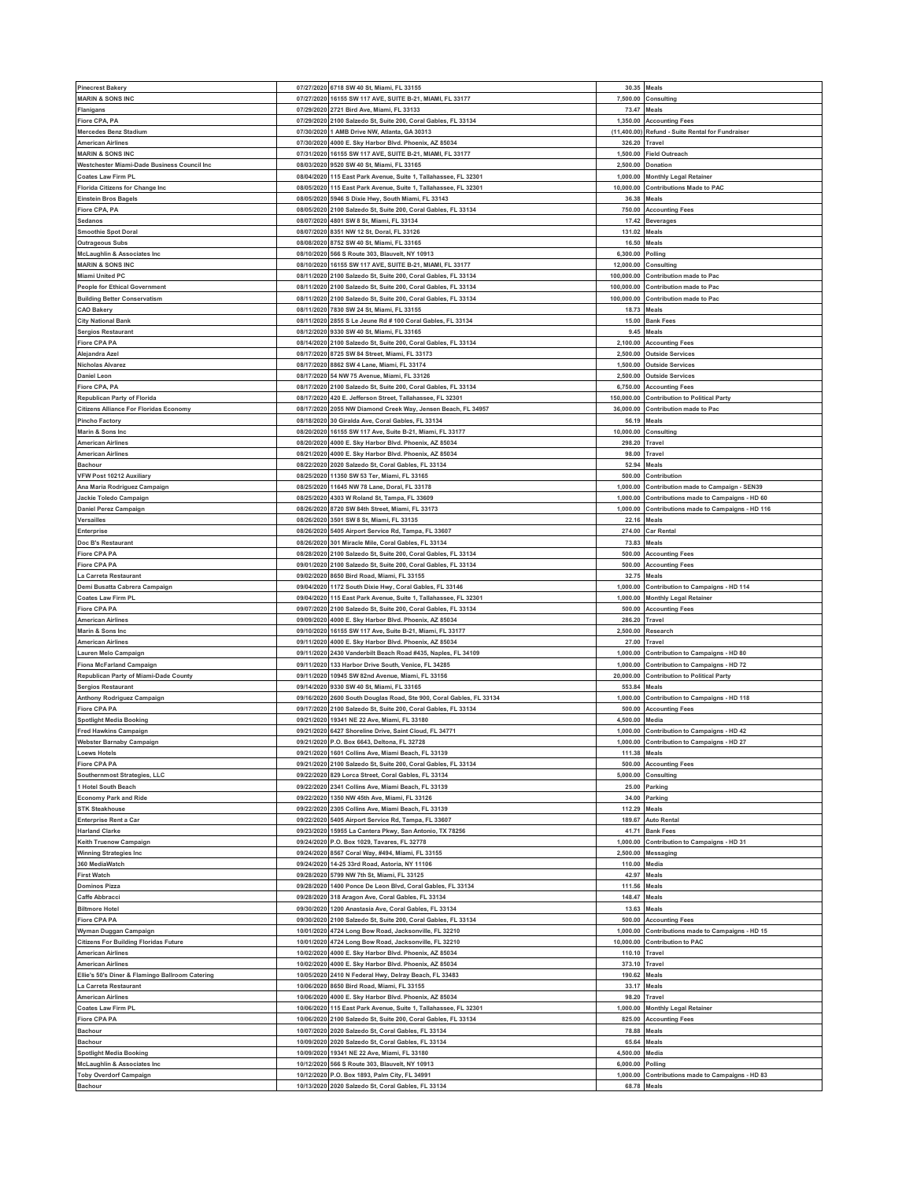| | | | | |
|---|---|---|---|---|
| Pinecrest Bakery | 07/27/2020 | 6718 SW 40 St, Miami, FL 33155 | 30.35 | Meals |
| MARIN & SONS INC | 07/27/2020 | 16155 SW 117 AVE, SUITE B-21, MIAMI, FL 33177 | 7,500.00 | Consulting |
| Flanigans | 07/29/2020 | 2721 Bird Ave, Miami, FL 33133 | 73.47 | Meals |
| Fiore CPA, PA | 07/29/2020 | 2100 Salzedo St, Suite 200, Coral Gables, FL 33134 | 1,350.00 | Accounting Fees |
| Mercedes Benz Stadium | 07/30/2020 | 1 AMB Drive NW, Atlanta, GA 30313 | (11,400.00) | Refund - Suite Rental for Fundraiser |
| American Airlines | 07/30/2020 | 4000 E. Sky Harbor Blvd. Phoenix, AZ 85034 | 326.20 | Travel |
| MARIN & SONS INC | 07/31/2020 | 16155 SW 117 AVE, SUITE B-21, MIAMI, FL 33177 | 1,500.00 | Field Outreach |
| Westchester Miami-Dade Business Council Inc | 08/03/2020 | 9520 SW 40 St, Miami, FL 33165 | 2,500.00 | Donation |
| Coates Law Firm PL | 08/04/2020 | 115 East Park Avenue, Suite 1, Tallahassee, FL 32301 | 1,000.00 | Monthly Legal Retainer |
| Florida Citizens for Change Inc | 08/05/2020 | 115 East Park Avenue, Suite 1, Tallahassee, FL 32301 | 10,000.00 | Contributions Made to PAC |
| Einstein Bros Bagels | 08/05/2020 | 5946 S Dixie Hwy, South Miami, FL 33143 | 36.38 | Meals |
| Fiore CPA, PA | 08/05/2020 | 2100 Salzedo St, Suite 200, Coral Gables, FL 33134 | 750.00 | Accounting Fees |
| Sedanos | 08/07/2020 | 4801 SW 8 St, Miami, FL 33134 | 17.42 | Beverages |
| Smoothie Spot Doral | 08/07/2020 | 8351 NW 12 St, Doral, FL 33126 | 131.02 | Meals |
| Outrageous Subs | 08/08/2020 | 8752 SW 40 St, Miami, FL 33165 | 16.50 | Meals |
| McLaughlin & Associates Inc | 08/10/2020 | 566 S Route 303, Blauvelt, NY 10913 | 6,300.00 | Polling |
| MARIN & SONS INC | 08/10/2020 | 16155 SW 117 AVE, SUITE B-21, MIAMI, FL 33177 | 12,000.00 | Consulting |
| Miami United PC | 08/11/2020 | 2100 Salzedo St, Suite 200, Coral Gables, FL 33134 | 100,000.00 | Contribution made to Pac |
| People for Ethical Government | 08/11/2020 | 2100 Salzedo St, Suite 200, Coral Gables, FL 33134 | 100,000.00 | Contribution made to Pac |
| Building Better Conservatism | 08/11/2020 | 2100 Salzedo St, Suite 200, Coral Gables, FL 33134 | 100,000.00 | Contribution made to Pac |
| CAO Bakery | 08/11/2020 | 7830 SW 24 St, Miami, FL 33155 | 18.73 | Meals |
| City National Bank | 08/11/2020 | 2855 S Le Jeune Rd # 100 Coral Gables, FL 33134 | 15.00 | Bank Fees |
| Sergios Restaurant | 08/12/2020 | 9330 SW 40 St, Miami, FL 33165 | 9.45 | Meals |
| Fiore CPA PA | 08/14/2020 | 2100 Salzedo St, Suite 200, Coral Gables, FL 33134 | 2,100.00 | Accounting Fees |
| Alejandra Azel | 08/17/2020 | 8725 SW 84 Street, Miami, FL 33173 | 2,500.00 | Outside Services |
| Nicholas Alvarez | 08/17/2020 | 8862 SW 4 Lane, Miami, FL 33174 | 1,500.00 | Outside Services |
| Daniel Leon | 08/17/2020 | 54 NW 75 Avenue, Miami, FL 33126 | 2,500.00 | Outside Services |
| Fiore CPA, PA | 08/17/2020 | 2100 Salzedo St, Suite 200, Coral Gables, FL 33134 | 6,750.00 | Accounting Fees |
| Republican Party of Florida | 08/17/2020 | 420 E. Jefferson Street, Tallahassee, FL 32301 | 150,000.00 | Contribution to Political Party |
| Citizens Alliance For Floridas Economy | 08/17/2020 | 2055 NW Diamond Creek Way, Jensen Beach, FL 34957 | 36,000.00 | Contribution made to Pac |
| Pincho Factory | 08/18/2020 | 30 Giralda Ave, Coral Gables, FL 33134 | 56.19 | Meals |
| Marin & Sons Inc | 08/20/2020 | 16155 SW 117 Ave, Suite B-21, Miami, FL 33177 | 10,000.00 | Consulting |
| American Airlines | 08/20/2020 | 4000 E. Sky Harbor Blvd. Phoenix, AZ 85034 | 298.20 | Travel |
| American Airlines | 08/21/2020 | 4000 E. Sky Harbor Blvd. Phoenix, AZ 85034 | 98.00 | Travel |
| Bachour | 08/22/2020 | 2020 Salzedo St, Coral Gables, FL 33134 | 52.94 | Meals |
| VFW Post 10212 Auxiliary | 08/25/2020 | 11350 SW 53 Ter, Miami, FL 33165 | 500.00 | Contribution |
| Ana Maria Rodriguez Campaign | 08/25/2020 | 11645 NW 78 Lane, Doral, FL 33178 | 1,000.00 | Contribution made to Campaign - SEN39 |
| Jackie Toledo Campaign | 08/25/2020 | 4303 W Roland St, Tampa, FL 33609 | 1,000.00 | Contributions made to Campaigns - HD 60 |
| Daniel Perez Campaign | 08/26/2020 | 8720 SW 84th Street, Miami, FL 33173 | 1,000.00 | Contributions made to Campaigns - HD 116 |
| Versailles | 08/26/2020 | 3501 SW 8 St, Miami, FL 33135 | 22.16 | Meals |
| Enterprise | 08/26/2020 | 5405 Airport Service Rd, Tampa, FL 33607 | 274.00 | Car Rental |
| Doc B's Restaurant | 08/26/2020 | 301 Miracle Mile, Coral Gables, FL 33134 | 73.83 | Meals |
| Fiore CPA PA | 08/28/2020 | 2100 Salzedo St, Suite 200, Coral Gables, FL 33134 | 500.00 | Accounting Fees |
| Fiore CPA PA | 09/01/2020 | 2100 Salzedo St, Suite 200, Coral Gables, FL 33134 | 500.00 | Accounting Fees |
| La Carreta Restaurant | 09/02/2020 | 8650 Bird Road, Miami, FL 33155 | 32.75 | Meals |
| Demi Busatta Cabrera Campaign | 09/04/2020 | 1172 South Dixie Hwy, Coral Gables, FL 33146 | 1,000.00 | Contribution to Campaigns - HD 114 |
| Coates Law Firm PL | 09/04/2020 | 115 East Park Avenue, Suite 1, Tallahassee, FL 32301 | 1,000.00 | Monthly Legal Retainer |
| Fiore CPA PA | 09/07/2020 | 2100 Salzedo St, Suite 200, Coral Gables, FL 33134 | 500.00 | Accounting Fees |
| American Airlines | 09/09/2020 | 4000 E. Sky Harbor Blvd. Phoenix, AZ 85034 | 286.20 | Travel |
| Marin & Sons Inc | 09/10/2020 | 16155 SW 117 Ave, Suite B-21, Miami, FL 33177 | 2,500.00 | Research |
| American Airlines | 09/11/2020 | 4000 E. Sky Harbor Blvd. Phoenix, AZ 85034 | 27.00 | Travel |
| Lauren Melo Campaign | 09/11/2020 | 2430 Vanderbilt Beach Road #435, Naples, FL 34109 | 1,000.00 | Contribution to Campaigns - HD 80 |
| Fiona McFarland Campaign | 09/11/2020 | 133 Harbor Drive South, Venice, FL 34285 | 1,000.00 | Contribution to Campaigns - HD 72 |
| Republican Party of Miami-Dade County | 09/11/2020 | 10945 SW 82nd Avenue, Miami, FL 33156 | 20,000.00 | Contribution to Political Party |
| Sergios Restaurant | 09/14/2020 | 9330 SW 40 St, Miami, FL 33165 | 553.84 | Meals |
| Anthony Rodriguez Campaign | 09/16/2020 | 2600 South Douglas Road, Ste 900, Coral Gables, FL 33134 | 1,000.00 | Contribution to Campaigns - HD 118 |
| Fiore CPA PA | 09/17/2020 | 2100 Salzedo St, Suite 200, Coral Gables, FL 33134 | 500.00 | Accounting Fees |
| Spotlight Media Booking | 09/21/2020 | 19341 NE 22 Ave, Miami, FL 33180 | 4,500.00 | Media |
| Fred Hawkins Campaign | 09/21/2020 | 6427 Shoreline Drive, Saint Cloud, FL 34771 | 1,000.00 | Contribution to Campaigns - HD 42 |
| Webster Barnaby Campaign | 09/21/2020 | P.O. Box 6643, Deltona, FL 32728 | 1,000.00 | Contribution to Campaigns - HD 27 |
| Loews Hotels | 09/21/2020 | 1601 Collins Ave, Miami Beach, FL 33139 | 111.38 | Meals |
| Fiore CPA PA | 09/21/2020 | 2100 Salzedo St, Suite 200, Coral Gables, FL 33134 | 500.00 | Accounting Fees |
| Southernmost Strategies, LLC | 09/22/2020 | 829 Lorca Street, Coral Gables, FL 33134 | 5,000.00 | Consulting |
| 1 Hotel South Beach | 09/22/2020 | 2341 Collins Ave, Miami Beach, FL 33139 | 25.00 | Parking |
| Economy Park and Ride | 09/22/2020 | 1350 NW 45th Ave, Miami, FL 33126 | 34.00 | Parking |
| STK Steakhouse | 09/22/2020 | 2305 Collins Ave, Miami Beach, FL 33139 | 112.29 | Meals |
| Enterprise Rent a Car | 09/22/2020 | 5405 Airport Service Rd, Tampa, FL 33607 | 189.67 | Auto Rental |
| Harland Clarke | 09/23/2020 | 15955 La Cantera Pkwy, San Antonio, TX 78256 | 41.71 | Bank Fees |
| Keith Truenow Campaign | 09/24/2020 | P.O. Box 1029, Tavares, FL 32778 | 1,000.00 | Contribution to Campaigns - HD 31 |
| Winning Strategies Inc | 09/24/2020 | 8567 Coral Way, #494, Miami, FL 33155 | 2,500.00 | Messaging |
| 360 MediaWatch | 09/24/2020 | 14-25 33rd Road, Astoria, NY 11106 | 110.00 | Media |
| First Watch | 09/28/2020 | 5799 NW 7th St, Miami, FL 33125 | 42.97 | Meals |
| Dominos Pizza | 09/28/2020 | 1400 Ponce De Leon Blvd, Coral Gables, FL 33134 | 111.56 | Meals |
| Caffe Abbracci | 09/28/2020 | 318 Aragon Ave, Coral Gables, FL 33134 | 148.47 | Meals |
| Biltmore Hotel | 09/30/2020 | 1200 Anastasia Ave, Coral Gables, FL 33134 | 13.63 | Meals |
| Fiore CPA PA | 09/30/2020 | 2100 Salzedo St, Suite 200, Coral Gables, FL 33134 | 500.00 | Accounting Fees |
| Wyman Duggan Campaign | 10/01/2020 | 4724 Long Bow Road, Jacksonville, FL 32210 | 1,000.00 | Contributions made to Campaigns - HD 15 |
| Citizens For Building Floridas Future | 10/01/2020 | 4724 Long Bow Road, Jacksonville, FL 32210 | 10,000.00 | Contribution to PAC |
| American Airlines | 10/02/2020 | 4000 E. Sky Harbor Blvd. Phoenix, AZ 85034 | 110.10 | Travel |
| American Airlines | 10/02/2020 | 4000 E. Sky Harbor Blvd. Phoenix, AZ 85034 | 373.10 | Travel |
| Ellie's 50's Diner & Flamingo Ballroom Catering | 10/05/2020 | 2410 N Federal Hwy, Delray Beach, FL 33483 | 190.62 | Meals |
| La Carreta Restaurant | 10/06/2020 | 8650 Bird Road, Miami, FL 33155 | 33.17 | Meals |
| American Airlines | 10/06/2020 | 4000 E. Sky Harbor Blvd. Phoenix, AZ 85034 | 98.20 | Travel |
| Coates Law Firm PL | 10/06/2020 | 115 East Park Avenue, Suite 1, Tallahassee, FL 32301 | 1,000.00 | Monthly Legal Retainer |
| Fiore CPA PA | 10/06/2020 | 2100 Salzedo St, Suite 200, Coral Gables, FL 33134 | 825.00 | Accounting Fees |
| Bachour | 10/07/2020 | 2020 Salzedo St, Coral Gables, FL 33134 | 78.88 | Meals |
| Bachour | 10/09/2020 | 2020 Salzedo St, Coral Gables, FL 33134 | 65.64 | Meals |
| Spotlight Media Booking | 10/09/2020 | 19341 NE 22 Ave, Miami, FL 33180 | 4,500.00 | Media |
| McLaughlin & Associates Inc | 10/12/2020 | 566 S Route 303, Blauvelt, NY 10913 | 6,000.00 | Polling |
| Toby Overdorf Campaign | 10/12/2020 | P.O. Box 1893, Palm City, FL 34991 | 1,000.00 | Contributions made to Campaigns - HD 83 |
| Bachour | 10/13/2020 | 2020 Salzedo St, Coral Gables, FL 33134 | 68.78 | Meals |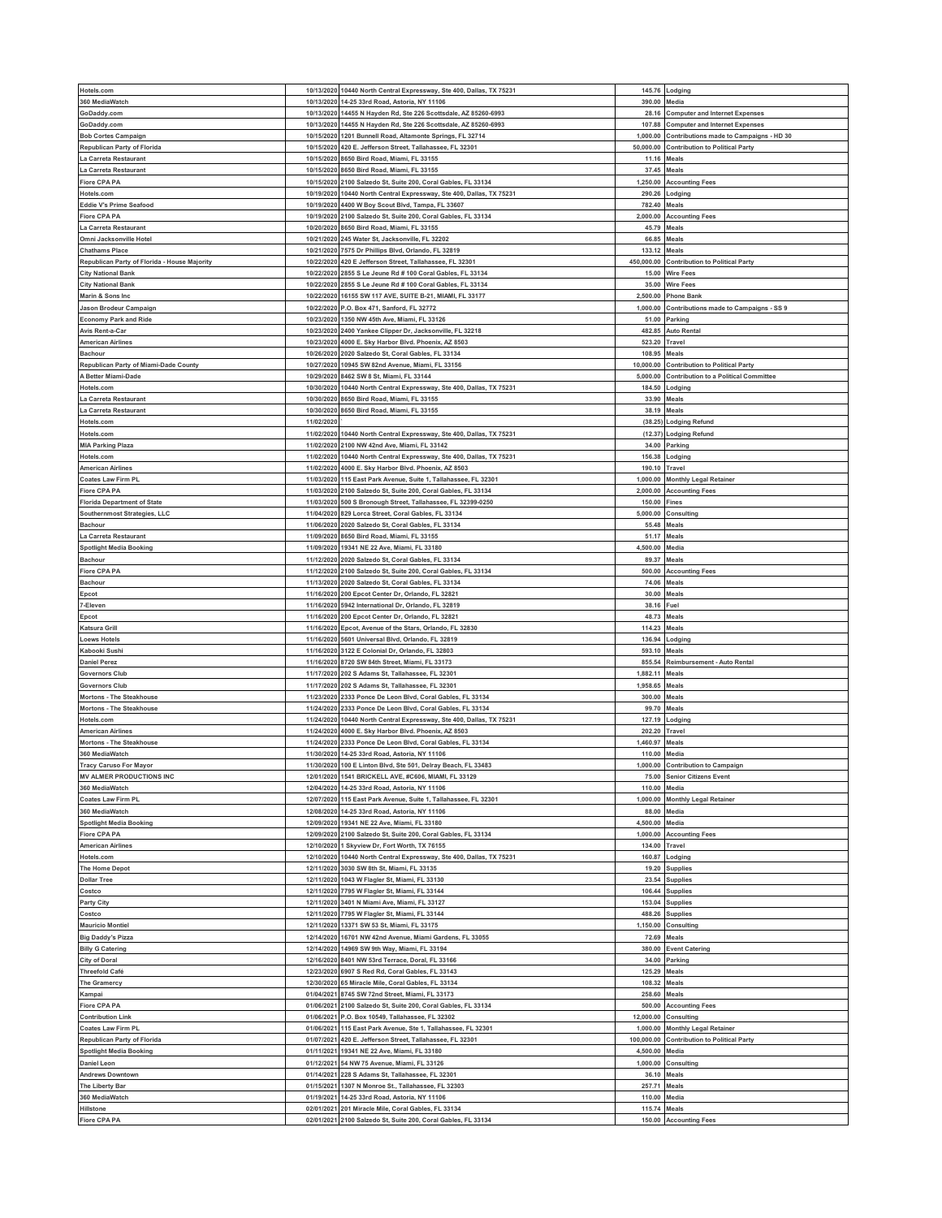| | | | | |
|---|---|---|---|---|
| Hotels.com | 10/13/2020 | 10440 North Central Expressway, Ste 400, Dallas, TX 75231 | 145.76 | Lodging |
| 360 MediaWatch | 10/13/2020 | 14-25 33rd Road, Astoria, NY 11106 | 390.00 | Media |
| GoDaddy.com | 10/13/2020 | 14455 N Hayden Rd, Ste 226 Scottsdale, AZ 85260-6993 | 28.16 | Computer and Internet Expenses |
| GoDaddy.com | 10/13/2020 | 14455 N Hayden Rd, Ste 226 Scottsdale, AZ 85260-6993 | 107.88 | Computer and Internet Expenses |
| Bob Cortes Campaign | 10/15/2020 | 1201 Bunnell Road, Altamonte Springs, FL 32714 | 1,000.00 | Contributions made to Campaigns - HD 30 |
| Republican Party of Florida | 10/15/2020 | 420 E. Jefferson Street, Tallahassee, FL 32301 | 50,000.00 | Contribution to Political Party |
| La Carreta Restaurant | 10/15/2020 | 8650 Bird Road, Miami, FL 33155 | 11.16 | Meals |
| La Carreta Restaurant | 10/15/2020 | 8650 Bird Road, Miami, FL 33155 | 37.45 | Meals |
| Fiore CPA PA | 10/15/2020 | 2100 Salzedo St, Suite 200, Coral Gables, FL 33134 | 1,250.00 | Accounting Fees |
| Hotels.com | 10/19/2020 | 10440 North Central Expressway, Ste 400, Dallas, TX 75231 | 290.26 | Lodging |
| Eddie V's Prime Seafood | 10/19/2020 | 4400 W Boy Scout Blvd, Tampa, FL 33607 | 782.40 | Meals |
| Fiore CPA PA | 10/19/2020 | 2100 Salzedo St, Suite 200, Coral Gables, FL 33134 | 2,000.00 | Accounting Fees |
| La Carreta Restaurant | 10/20/2020 | 8650 Bird Road, Miami, FL 33155 | 45.79 | Meals |
| Omni Jacksonville Hotel | 10/21/2020 | 245 Water St, Jacksonville, FL 32202 | 66.85 | Meals |
| Chathams Place | 10/21/2020 | 7575 Dr Phillips Blvd, Orlando, FL 32819 | 133.12 | Meals |
| Republican Party of Florida - House Majority | 10/22/2020 | 420 E Jefferson Street, Tallahassee, FL 32301 | 450,000.00 | Contribution to Political Party |
| City National Bank | 10/22/2020 | 2855 S Le Jeune Rd # 100 Coral Gables, FL 33134 | 15.00 | Wire Fees |
| City National Bank | 10/22/2020 | 2855 S Le Jeune Rd # 100 Coral Gables, FL 33134 | 35.00 | Wire Fees |
| Marin & Sons Inc | 10/22/2020 | 16155 SW 117 AVE, SUITE B-21, MIAMI, FL 33177 | 2,500.00 | Phone Bank |
| Jason Brodeur Campaign | 10/22/2020 | P.O. Box 471, Sanford, FL 32772 | 1,000.00 | Contributions made to Campaigns - SS 9 |
| Economy Park and Ride | 10/23/2020 | 1350 NW 45th Ave, Miami, FL 33126 | 51.00 | Parking |
| Avis Rent-a-Car | 10/23/2020 | 2400 Yankee Clipper Dr, Jacksonville, FL 32218 | 482.85 | Auto Rental |
| American Airlines | 10/23/2020 | 4000 E. Sky Harbor Blvd. Phoenix, AZ 8503 | 523.20 | Travel |
| Bachour | 10/26/2020 | 2020 Salzedo St, Coral Gables, FL 33134 | 108.95 | Meals |
| Republican Party of Miami-Dade County | 10/27/2020 | 10945 SW 82nd Avenue, Miami, FL 33156 | 10,000.00 | Contribution to Political Party |
| A Better Miami-Dade | 10/29/2020 | 8462 SW 8 St, Miami, FL 33144 | 5,000.00 | Contribution to a Political Committee |
| Hotels.com | 10/30/2020 | 10440 North Central Expressway, Ste 400, Dallas, TX 75231 | 184.50 | Lodging |
| La Carreta Restaurant | 10/30/2020 | 8650 Bird Road, Miami, FL 33155 | 33.90 | Meals |
| La Carreta Restaurant | 10/30/2020 | 8650 Bird Road, Miami, FL 33155 | 38.19 | Meals |
| Hotels.com | 11/02/2020 | ` | (38.25) | Lodging Refund |
| Hotels.com | 11/02/2020 | 10440 North Central Expressway, Ste 400, Dallas, TX 75231 | (12.37) | Lodging Refund |
| MIA Parking Plaza | 11/02/2020 | 2100 NW 42nd Ave, Miami, FL 33142 | 34.00 | Parking |
| Hotels.com | 11/02/2020 | 10440 North Central Expressway, Ste 400, Dallas, TX 75231 | 156.38 | Lodging |
| American Airlines | 11/02/2020 | 4000 E. Sky Harbor Blvd. Phoenix, AZ 8503 | 190.10 | Travel |
| Coates Law Firm PL | 11/03/2020 | 115 East Park Avenue, Suite 1, Tallahassee, FL 32301 | 1,000.00 | Monthly Legal Retainer |
| Fiore CPA PA | 11/03/2020 | 2100 Salzedo St, Suite 200, Coral Gables, FL 33134 | 2,000.00 | Accounting Fees |
| Florida Department of State | 11/03/2020 | 500 S Bronough Street, Tallahassee, FL 32399-0250 | 150.00 | Fines |
| Southernmost Strategies, LLC | 11/04/2020 | 829 Lorca Street, Coral Gables, FL 33134 | 5,000.00 | Consulting |
| Bachour | 11/06/2020 | 2020 Salzedo St, Coral Gables, FL 33134 | 55.48 | Meals |
| La Carreta Restaurant | 11/09/2020 | 8650 Bird Road, Miami, FL 33155 | 51.17 | Meals |
| Spotlight Media Booking | 11/09/2020 | 19341 NE 22 Ave, Miami, FL 33180 | 4,500.00 | Media |
| Bachour | 11/12/2020 | 2020 Salzedo St, Coral Gables, FL 33134 | 89.37 | Meals |
| Fiore CPA PA | 11/12/2020 | 2100 Salzedo St, Suite 200, Coral Gables, FL 33134 | 500.00 | Accounting Fees |
| Bachour | 11/13/2020 | 2020 Salzedo St, Coral Gables, FL 33134 | 74.06 | Meals |
| Epcot | 11/16/2020 | 200 Epcot Center Dr, Orlando, FL 32821 | 30.00 | Meals |
| 7-Eleven | 11/16/2020 | 5942 International Dr, Orlando, FL 32819 | 38.16 | Fuel |
| Epcot | 11/16/2020 | 200 Epcot Center Dr, Orlando, FL 32821 | 48.73 | Meals |
| Katsura Grill | 11/16/2020 | Epcot, Avenue of the Stars, Orlando, FL 32830 | 114.23 | Meals |
| Loews Hotels | 11/16/2020 | 5601 Universal Blvd, Orlando, FL 32819 | 136.94 | Lodging |
| Kabooki Sushi | 11/16/2020 | 3122 E Colonial Dr, Orlando, FL 32803 | 593.10 | Meals |
| Daniel Perez | 11/16/2020 | 8720 SW 84th Street, Miami, FL 33173 | 855.54 | Reimbursement - Auto Rental |
| Governors Club | 11/17/2020 | 202 S Adams St, Tallahassee, FL 32301 | 1,882.11 | Meals |
| Governors Club | 11/17/2020 | 202 S Adams St, Tallahassee, FL 32301 | 1,958.65 | Meals |
| Mortons - The Steakhouse | 11/23/2020 | 2333 Ponce De Leon Blvd, Coral Gables, FL 33134 | 300.00 | Meals |
| Mortons - The Steakhouse | 11/24/2020 | 2333 Ponce De Leon Blvd, Coral Gables, FL 33134 | 99.70 | Meals |
| Hotels.com | 11/24/2020 | 10440 North Central Expressway, Ste 400, Dallas, TX 75231 | 127.19 | Lodging |
| American Airlines | 11/24/2020 | 4000 E. Sky Harbor Blvd. Phoenix, AZ 8503 | 202.20 | Travel |
| Mortons - The Steakhouse | 11/24/2020 | 2333 Ponce De Leon Blvd, Coral Gables, FL 33134 | 1,460.97 | Meals |
| 360 MediaWatch | 11/30/2020 | 14-25 33rd Road, Astoria, NY 11106 | 110.00 | Media |
| Tracy Caruso For Mayor | 11/30/2020 | 100 E Linton Blvd, Ste 501, Delray Beach, FL 33483 | 1,000.00 | Contribution to Campaign |
| MV ALMER PRODUCTIONS INC | 12/01/2020 | 1541 BRICKELL AVE, #C606, MIAMI, FL 33129 | 75.00 | Senior Citizens Event |
| 360 MediaWatch | 12/04/2020 | 14-25 33rd Road, Astoria, NY 11106 | 110.00 | Media |
| Coates Law Firm PL | 12/07/2020 | 115 East Park Avenue, Suite 1, Tallahassee, FL 32301 | 1,000.00 | Monthly Legal Retainer |
| 360 MediaWatch | 12/08/2020 | 14-25 33rd Road, Astoria, NY 11106 | 88.00 | Media |
| Spotlight Media Booking | 12/09/2020 | 19341 NE 22 Ave, Miami, FL 33180 | 4,500.00 | Media |
| Fiore CPA PA | 12/09/2020 | 2100 Salzedo St, Suite 200, Coral Gables, FL 33134 | 1,000.00 | Accounting Fees |
| American Airlines | 12/10/2020 | 1 Skyview Dr, Fort Worth, TX 76155 | 134.00 | Travel |
| Hotels.com | 12/10/2020 | 10440 North Central Expressway, Ste 400, Dallas, TX 75231 | 160.87 | Lodging |
| The Home Depot | 12/11/2020 | 3030 SW 8th St, Miami, FL 33135 | 19.20 | Supplies |
| Dollar Tree | 12/11/2020 | 1043 W Flagler St, Miami, FL 33130 | 23.54 | Supplies |
| Costco | 12/11/2020 | 7795 W Flagler St, Miami, FL 33144 | 106.44 | Supplies |
| Party City | 12/11/2020 | 3401 N Miami Ave, Miami, FL 33127 | 153.04 | Supplies |
| Costco | 12/11/2020 | 7795 W Flagler St, Miami, FL 33144 | 488.26 | Supplies |
| Mauricio Montiel | 12/11/2020 | 13371 SW 53 St, Miami, FL 33175 | 1,150.00 | Consulting |
| Big Daddy's Pizza | 12/14/2020 | 16701 NW 42nd Avenue, Miami Gardens, FL 33055 | 72.69 | Meals |
| Billy G Catering | 12/14/2020 | 14969 SW 9th Way, Miami, FL 33194 | 380.00 | Event Catering |
| City of Doral | 12/16/2020 | 8401 NW 53rd Terrace, Doral, FL 33166 | 34.00 | Parking |
| Threefold Café | 12/23/2020 | 6907 S Red Rd, Coral Gables, FL 33143 | 125.29 | Meals |
| The Gramercy | 12/30/2020 | 65 Miracle Mile, Coral Gables, FL 33134 | 108.32 | Meals |
| Kampai | 01/04/2021 | 8745 SW 72nd Street, Miami, FL 33173 | 258.60 | Meals |
| Fiore CPA PA | 01/06/2021 | 2100 Salzedo St, Suite 200, Coral Gables, FL 33134 | 500.00 | Accounting Fees |
| Contribution Link | 01/06/2021 | P.O. Box 10549, Tallahassee, FL 32302 | 12,000.00 | Consulting |
| Coates Law Firm PL | 01/06/2021 | 115 East Park Avenue, Ste 1, Tallahassee, FL 32301 | 1,000.00 | Monthly Legal Retainer |
| Republican Party of Florida | 01/07/2021 | 420 E. Jefferson Street, Tallahassee, FL 32301 | 100,000.00 | Contribution to Political Party |
| Spotlight Media Booking | 01/11/2021 | 19341 NE 22 Ave, Miami, FL 33180 | 4,500.00 | Media |
| Daniel Leon | 01/12/2021 | 54 NW 75 Avenue, Miami, FL 33126 | 1,000.00 | Consulting |
| Andrews Downtown | 01/14/2021 | 228 S Adams St, Tallahassee, FL 32301 | 36.10 | Meals |
| The Liberty Bar | 01/15/2021 | 1307 N Monroe St., Tallahassee, FL 32303 | 257.71 | Meals |
| 360 MediaWatch | 01/19/2021 | 14-25 33rd Road, Astoria, NY 11106 | 110.00 | Media |
| Hillstone | 02/01/2021 | 201 Miracle Mile, Coral Gables, FL 33134 | 115.74 | Meals |
| Fiore CPA PA | 02/01/2021 | 2100 Salzedo St, Suite 200, Coral Gables, FL 33134 | 150.00 | Accounting Fees |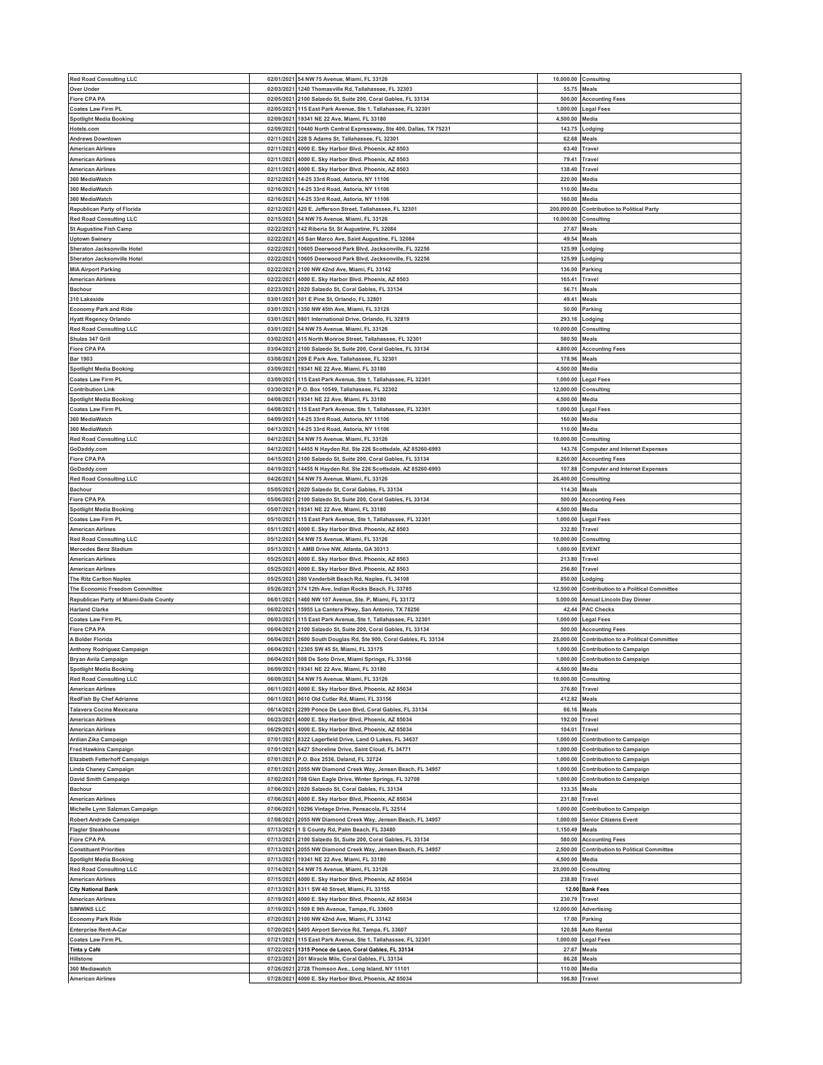| | | | | |
|---|---|---|---|---|
| Red Road Consulting LLC | 02/01/2021 | 54 NW 75 Avenue, Miami, FL 33126 | 10,000.00 | Consulting |
| Over Under | 02/03/2021 | 1240 Thomasville Rd, Tallahassee, FL 32303 | 55.75 | Meals |
| Fiore CPA PA | 02/05/2021 | 2100 Salzedo St, Suite 200, Coral Gables, FL 33134 | 500.00 | Accounting Fees |
| Coates Law Firm PL | 02/05/2021 | 115 East Park Avenue, Ste 1, Tallahassee, FL 32301 | 1,000.00 | Legal Fees |
| Spotlight Media Booking | 02/09/2021 | 19341 NE 22 Ave, Miami, FL 33180 | 4,500.00 | Media |
| Hotels.com | 02/09/2021 | 10440 North Central Expressway, Ste 400, Dallas, TX 75231 | 143.75 | Lodging |
| Andrews Downtown | 02/11/2021 | 228 S Adams St, Tallahassee, FL 32301 | 62.68 | Meals |
| American Airlines | 02/11/2021 | 4000 E. Sky Harbor Blvd. Phoenix, AZ 8503 | 63.40 | Travel |
| American Airlines | 02/11/2021 | 4000 E. Sky Harbor Blvd. Phoenix, AZ 8503 | 79.41 | Travel |
| American Airlines | 02/11/2021 | 4000 E. Sky Harbor Blvd. Phoenix, AZ 8503 | 138.40 | Travel |
| 360 MediaWatch | 02/12/2021 | 14-25 33rd Road, Astoria, NY 11106 | 220.00 | Media |
| 360 MediaWatch | 02/16/2021 | 14-25 33rd Road, Astoria, NY 11106 | 110.00 | Media |
| 360 MediaWatch | 02/16/2021 | 14-25 33rd Road, Astoria, NY 11106 | 160.00 | Media |
| Republican Party of Florida | 02/12/2021 | 420 E. Jefferson Street, Tallahassee, FL 32301 | 200,000.00 | Contribution to Political Party |
| Red Road Consulting LLC | 02/15/2021 | 54 NW 75 Avenue, Miami, FL 33126 | 10,000.00 | Consulting |
| St Augustine Fish Camp | 02/22/2021 | 142 Riberia St, St Augustine, FL 32084 | 27.67 | Meals |
| Uptown Swinery | 02/22/2021 | 45 San Marco Ave, Saint Augustine, FL 32084 | 49.54 | Meals |
| Sheraton Jacksonville Hotel | 02/22/2021 | 10605 Deerwood Park Blvd, Jacksonville, FL 32256 | 125.99 | Lodging |
| Sheraton Jacksonville Hotel | 02/22/2021 | 10605 Deerwood Park Blvd, Jacksonville, FL 32256 | 125.99 | Lodging |
| MIA Airport Parking | 02/22/2021 | 2100 NW 42nd Ave, Miami, FL 33142 | 136.00 | Parking |
| American Airlines | 02/22/2021 | 4000 E. Sky Harbor Blvd. Phoenix, AZ 8503 | 165.41 | Travel |
| Bachour | 02/23/2021 | 2020 Salzedo St, Coral Gables, FL 33134 | 56.71 | Meals |
| 310 Lakeside | 03/01/2021 | 301 E Pine St, Orlando, FL 32801 | 49.41 | Meals |
| Economy Park and Ride | 03/01/2021 | 1350 NW 45th Ave, Miami, FL 33126 | 50.00 | Parking |
| Hyatt Regency Orlando | 03/01/2021 | 9801 International Drive, Orlando, FL 32819 | 293.16 | Lodging |
| Red Road Consulting LLC | 03/01/2021 | 54 NW 75 Avenue, Miami, FL 33126 | 10,000.00 | Consulting |
| Shulas 347 Grill | 03/02/2021 | 415 North Monroe Street, Tallahassee, FL 32301 | 580.50 | Meals |
| Fiore CPA PA | 03/04/2021 | 2100 Salzedo St, Suite 200, Coral Gables, FL 33134 | 4,800.00 | Accounting Fees |
| Bar 1903 | 03/08/2021 | 209 E Park Ave, Tallahassee, FL 32301 | 178.96 | Meals |
| Spotlight Media Booking | 03/09/2021 | 19341 NE 22 Ave, Miami, FL 33180 | 4,500.00 | Media |
| Coates Law Firm PL | 03/09/2021 | 115 East Park Avenue, Ste 1, Tallahassee, FL 32301 | 1,000.00 | Legal Fees |
| Contribution Link | 03/30/2021 | P.O. Box 10549, Tallahassee, FL 32302 | 12,000.00 | Consulting |
| Spotlight Media Booking | 04/08/2021 | 19341 NE 22 Ave, Miami, FL 33180 | 4,500.00 | Media |
| Coates Law Firm PL | 04/08/2021 | 115 East Park Avenue, Ste 1, Tallahassee, FL 32301 | 1,000.00 | Legal Fees |
| 360 MediaWatch | 04/09/2021 | 14-25 33rd Road, Astoria, NY 11106 | 160.00 | Media |
| 360 MediaWatch | 04/13/2021 | 14-25 33rd Road, Astoria, NY 11106 | 110.00 | Media |
| Red Road Consulting LLC | 04/12/2021 | 54 NW 75 Avenue, Miami, FL 33126 | 10,000.00 | Consulting |
| GoDaddy.com | 04/12/2021 | 14455 N Hayden Rd, Ste 226 Scottsdale, AZ 85260-6993 | 143.76 | Computer and Internet Expenses |
| Fiore CPA PA | 04/15/2021 | 2100 Salzedo St, Suite 200, Coral Gables, FL 33134 | 8,260.00 | Accounting Fees |
| GoDaddy.com | 04/19/2021 | 14455 N Hayden Rd, Ste 226 Scottsdale, AZ 85260-6993 | 107.88 | Computer and Internet Expenses |
| Red Road Consulting LLC | 04/26/2021 | 54 NW 75 Avenue, Miami, FL 33126 | 26,400.00 | Consulting |
| Bachour | 05/05/2021 | 2020 Salzedo St, Coral Gables, FL 33134 | 114.30 | Meals |
| Fiore CPA PA | 05/06/2021 | 2100 Salzedo St, Suite 200, Coral Gables, FL 33134 | 500.00 | Accounting Fees |
| Spotlight Media Booking | 05/07/2021 | 19341 NE 22 Ave, Miami, FL 33180 | 4,500.00 | Media |
| Coates Law Firm PL | 05/10/2021 | 115 East Park Avenue, Ste 1, Tallahassee, FL 32301 | 1,000.00 | Legal Fees |
| American Airlines | 05/11/2021 | 4000 E. Sky Harbor Blvd. Phoenix, AZ 8503 | 332.80 | Travel |
| Red Road Consulting LLC | 05/12/2021 | 54 NW 75 Avenue, Miami, FL 33126 | 10,000.00 | Consulting |
| Mercedes Benz Stadium | 05/13/2021 | 1 AMB Drive NW, Atlanta, GA 30313 | 1,000.00 | EVENT |
| American Airlines | 05/25/2021 | 4000 E. Sky Harbor Blvd. Phoenix, AZ 8503 | 213.80 | Travel |
| American Airlines | 05/25/2021 | 4000 E. Sky Harbor Blvd. Phoenix, AZ 8503 | 256.80 | Travel |
| The Ritz Carlton Naples | 05/25/2021 | 280 Vanderbilt Beach Rd, Naples, FL 34108 | 850.00 | Lodging |
| The Economic Freedom Committee | 05/26/2021 | 374 12th Ave, Indian Rocks Beach, FL 33785 | 12,500.00 | Contribution to a Political Committee |
| Republican Party of Miami-Dade County | 06/01/2021 | 1460 NW 107 Avenue, Ste. P, Miami, FL 33172 | 5,000.00 | Annual Lincoln Day Dinner |
| Harland Clarke | 06/02/2021 | 15955 La Cantera Pkwy, San Antonio, TX 78256 | 42.44 | PAC Checks |
| Coates Law Firm PL | 06/03/2021 | 115 East Park Avenue, Ste 1, Tallahassee, FL 32301 | 1,000.00 | Legal Fees |
| Fiore CPA PA | 06/04/2021 | 2100 Salzedo St, Suite 200, Coral Gables, FL 33134 | 500.00 | Accounting Fees |
| A Bolder Florida | 06/04/2021 | 2600 South Douglas Rd, Ste 900, Coral Gables, FL 33134 | 25,000.00 | Contribution to a Political Committee |
| Anthony Rodriguez Campaign | 06/04/2021 | 12305 SW 45 St, Miami, FL 33175 | 1,000.00 | Contribution to Campaign |
| Bryan Avila Campaign | 06/04/2021 | 508 De Soto Drive, Miami Springs, FL 33166 | 1,000.00 | Contribution to Campaign |
| Spotlight Media Booking | 06/09/2021 | 19341 NE 22 Ave, Miami, FL 33180 | 4,500.00 | Media |
| Red Road Consulting LLC | 06/09/2021 | 54 NW 75 Avenue, Miami, FL 33126 | 10,000.00 | Consulting |
| American Airlines | 06/11/2021 | 4000 E. Sky Harbor Blvd, Phoenix, AZ 85034 | 376.80 | Travel |
| RedFish By Chef Adrianne | 06/11/2021 | 9610 Old Cutler Rd, Miami, FL 33156 | 412.82 | Meals |
| Talavera Cocina Mexicana | 06/14/2021 | 2299 Ponce De Leon Blvd, Coral Gables, FL 33134 | 66.16 | Meals |
| American Airlines | 06/23/2021 | 4000 E. Sky Harbor Blvd, Phoenix, AZ 85034 | 192.00 | Travel |
| American Airlines | 06/29/2021 | 4000 E. Sky Harbor Blvd, Phoenix, AZ 85034 | 104.01 | Travel |
| Ardian Zika Campaign | 07/01/2021 | 8322 Lagerfield Drive, Land O Lakes, FL 34637 | 1,000.00 | Contribution to Campaign |
| Fred Hawkins Campaign | 07/01/2021 | 6427 Shoreline Drive, Saint Cloud, FL 34771 | 1,000.00 | Contribution to Campaign |
| Elizabeth Fetterhoff Campaign | 07/01/2021 | P.O. Box 2536, Deland, FL 32724 | 1,000.00 | Contribution to Campaign |
| Linda Chaney Campaign | 07/01/2021 | 2055 NW Diamond Creek Way, Jensen Beach, FL 34957 | 1,000.00 | Contribution to Campaign |
| David Smith Campaign | 07/02/2021 | 708 Glen Eagle Drive, Winter Springs, FL 32708 | 1,000.00 | Contribution to Campaign |
| Bachour | 07/06/2021 | 2020 Salzedo St, Coral Gables, FL 33134 | 133.35 | Meals |
| American Airlines | 07/06/2021 | 4000 E. Sky Harbor Blvd, Phoenix, AZ 85034 | 231.80 | Travel |
| Michelle Lynn Salzman Campaign | 07/06/2021 | 10296 Vintage Drive, Pensacola, FL 32514 | 1,000.00 | Contribution to Campaign |
| Robert Andrade Campaign | 07/08/2021 | 2055 NW Diamond Creek Way, Jensen Beach, FL 34957 | 1,000.00 | Senior Citizens Event |
| Flagler Steakhouse | 07/13/2021 | 1 S County Rd, Palm Beach, FL 33480 | 1,150.49 | Meals |
| Fiore CPA PA | 07/13/2021 | 2100 Salzedo St, Suite 200, Coral Gables, FL 33134 | 580.00 | Accounting Fees |
| Constituent Priorities | 07/13/2021 | 2055 NW Diamond Creek Way, Jensen Beach, FL 34957 | 2,500.00 | Contribution to Political Committee |
| Spotlight Media Booking | 07/13/2021 | 19341 NE 22 Ave, Miami, FL 33180 | 4,500.00 | Media |
| Red Road Consulting LLC | 07/14/2021 | 54 NW 75 Avenue, Miami, FL 33126 | 25,000.00 | Consulting |
| American Airlines | 07/15/2021 | 4000 E. Sky Harbor Blvd, Phoenix, AZ 85034 | 238.80 | Travel |
| City National Bank | 07/13/2021 | 8311 SW 40 Street, Miami, FL 33155 | 12.00 | Bank Fees |
| American Airlines | 07/19/2021 | 4000 E. Sky Harbor Blvd, Phoenix, AZ 85034 | 230.79 | Travel |
| SIMWINS LLC | 07/19/2021 | 1509 E 9th Avenue, Tampa, FL 33605 | 12,000.00 | Advertising |
| Economy Park Ride | 07/20/2021 | 2100 NW 42nd Ave, Miami, FL 33142 | 17.00 | Parking |
| Enterprise Rent-A-Car | 07/20/2021 | 5405 Airport Service Rd, Tampa, FL 33607 | 120.88 | Auto Rental |
| Coates Law Firm PL | 07/21/2021 | 115 East Park Avenue, Ste 1, Tallahassee, FL 32301 | 1,000.00 | Legal Fees |
| Tinta y Café | 07/22/2021 | 1315 Ponce de Leon, Coral Gables, FL 33134 | 27.67 | Meals |
| Hillstone | 07/23/2021 | 201 Miracle Mile, Coral Gables, FL 33134 | 86.28 | Meals |
| 360 Mediawatch | 07/26/2021 | 2728 Thomson Ave., Long Island, NY 11101 | 110.00 | Media |
| American Airlines | 07/28/2021 | 4000 E. Sky Harbor Blvd, Phoenix, AZ 85034 | 106.80 | Travel |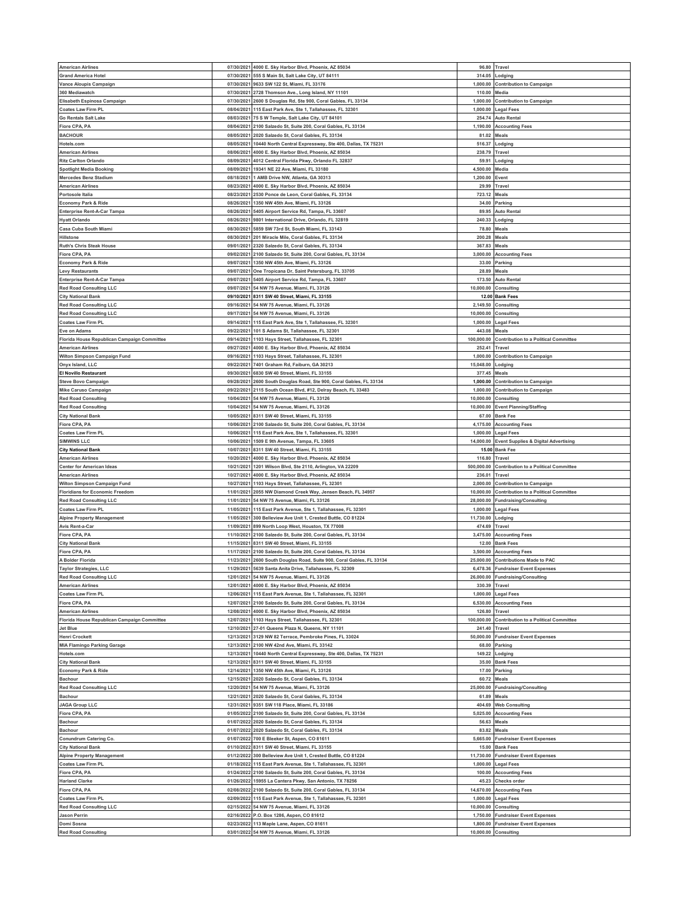| | | | | |
|---|---|---|---|---|
| American Airlines | 07/30/2021 | 4000 E. Sky Harbor Blvd, Phoenix, AZ 85034 | 96.80 | Travel |
| Grand America Hotel | 07/30/2021 | 555 S Main St, Salt Lake City, UT 84111 | 314.05 | Lodging |
| Vance Aloupis Campaign | 07/30/2021 | 9633 SW 122 St, Miami, FL 33176 | 1,000.00 | Contribution to Campaign |
| 360 Mediawatch | 07/30/2021 | 2728 Thomson Ave., Long Island, NY 11101 | 110.00 | Media |
| Elisabeth Espinosa Campaign | 07/30/2021 | 2600 S Douglas Rd, Ste 900, Coral Gables, FL 33134 | 1,000.00 | Contribution to Campaign |
| Coates Law Firm PL | 08/04/2021 | 115 East Park Ave, Ste 1, Tallahassee, FL 32301 | 1,000.00 | Legal Fees |
| Go Rentals Salt Lake | 08/03/2021 | 75 S W Temple, Salt Lake City, UT 84101 | 254.74 | Auto Rental |
| Fiore CPA, PA | 08/04/2021 | 2100 Salzedo St, Suite 200, Coral Gables, FL 33134 | 1,190.00 | Accounting Fees |
| BACHOUR | 08/05/2021 | 2020 Salzedo St, Coral Gables, FL 33134 | 81.02 | Meals |
| Hotels.com | 08/05/2021 | 10440 North Central Expressway, Ste 400, Dallas, TX 75231 | 516.37 | Lodging |
| American Airlines | 08/06/2021 | 4000 E. Sky Harbor Blvd, Phoenix, AZ 85034 | 238.79 | Travel |
| Ritz Carlton Orlando | 08/09/2021 | 4012 Central Florida Pkwy, Orlando FL 32837 | 59.91 | Lodging |
| Spotlight Media Booking | 08/09/2021 | 19341 NE 22 Ave, Miami, FL 33180 | 4,500.00 | Media |
| Mercedes Benz Stadium | 08/18/2021 | 1 AMB Drive NW, Atlanta, GA 30313 | 1,200.00 | Event |
| American Airlines | 08/23/2021 | 4000 E. Sky Harbor Blvd, Phoenix, AZ 85034 | 29.99 | Travel |
| Portosole Italia | 08/23/2021 | 2530 Ponce de Leon, Coral Gables, FL 33134 | 723.12 | Meals |
| Economy Park & Ride | 08/26/2021 | 1350 NW 45th Ave, Miami, FL 33126 | 34.00 | Parking |
| Enterprise Rent-A-Car Tampa | 08/26/2021 | 5405 Airport Service Rd, Tampa, FL 33607 | 89.95 | Auto Rental |
| Hyatt Orlando | 08/26/2021 | 9801 International Drive, Orlando, FL 32819 | 240.33 | Lodging |
| Casa Cuba South Miami | 08/30/2021 | 5859 SW 73rd St, South Miami, FL 33143 | 78.80 | Meals |
| Hillstone | 08/30/2021 | 201 Miracle Mile, Coral Gables, FL 33134 | 200.28 | Meals |
| Ruth's Chris Steak House | 09/01/2021 | 2320 Salzedo St, Coral Gables, FL 33134 | 367.83 | Meals |
| Fiore CPA, PA | 09/02/2021 | 2100 Salzedo St, Suite 200, Coral Gables, FL 33134 | 3,000.00 | Accounting Fees |
| Economy Park & Ride | 09/07/2021 | 1350 NW 45th Ave, Miami, FL 33126 | 33.00 | Parking |
| Levy Restaurants | 09/07/2021 | One Tropicana Dr, Saint Petersburg, FL 33705 | 28.89 | Meals |
| Enterprise Rent-A-Car Tampa | 09/07/2021 | 5405 Airport Service Rd, Tampa, FL 33607 | 173.50 | Auto Rental |
| Red Road Consulting LLC | 09/07/2021 | 54 NW 75 Avenue, Miami, FL 33126 | 10,000.00 | Consulting |
| City National Bank | 09/10/2021 | 8311 SW 40 Street, Miami, FL 33155 | 12.00 | Bank Fees |
| Red Road Consulting LLC | 09/16/2021 | 54 NW 75 Avenue, Miami, FL 33126 | 2,149.50 | Consulting |
| Red Road Consulting LLC | 09/17/2021 | 54 NW 75 Avenue, Miami, FL 33126 | 10,000.00 | Consulting |
| Coates Law Firm PL | 09/14/2021 | 115 East Park Ave, Ste 1, Tallahassee, FL 32301 | 1,000.00 | Legal Fees |
| Eve on Adams | 09/22/2021 | 101 S Adams St, Tallahassee, FL 32301 | 443.08 | Meals |
| Florida House Republican Campaign Committee | 09/14/2021 | 1103 Hays Street, Tallahassee, FL 32301 | 100,000.00 | Contribution to a Political Committee |
| American Airlines | 09/27/2021 | 4000 E. Sky Harbor Blvd, Phoenix, AZ 85034 | 252.41 | Travel |
| Wilton Simpson Campaign Fund | 09/16/2021 | 1103 Hays Street, Tallahassee, FL 32301 | 1,000.00 | Contribution to Campaign |
| Onyx Island, LLC | 09/22/2021 | 7401 Graham Rd, Faiburn, GA 30213 | 15,048.00 | Lodging |
| El Novillo Restaurant | 09/30/2021 | 6830 SW 40 Street, Miami, FL 33155 | 377.45 | Meals |
| Steve Bovo Campaign | 09/28/2021 | 2600 South Douglas Road, Ste 900, Coral Gables, FL 33134 | 1,000.00 | Contribution to Campaign |
| Mike Caruso Campaign | 09/22/2021 | 2115 South Ocean Blvd, #12, Delray Beach, FL 33483 | 1,000.00 | Contribution to Campaign |
| Red Road Consulting | 10/04/2021 | 54 NW 75 Avenue, Miami, FL 33126 | 10,000.00 | Consulting |
| Red Road Consulting | 10/04/2021 | 54 NW 75 Avenue, Miami, FL 33126 | 10,000.00 | Event Planning/Staffing |
| City National Bank | 10/05/2021 | 8311 SW 40 Street, Miami, FL 33155 | 67.00 | Bank Fee |
| Fiore CPA, PA | 10/06/2021 | 2100 Salzedo St, Suite 200, Coral Gables, FL 33134 | 4,175.00 | Accounting Fees |
| Coates Law Firm PL | 10/06/2021 | 115 East Park Ave, Ste 1, Tallahassee, FL 32301 | 1,000.00 | Legal Fees |
| SIMWINS LLC | 10/06/2021 | 1509 E 9th Avenue, Tampa, FL 33605 | 14,000.00 | Event Supplies & Digital Advertising |
| City National Bank | 10/07/2021 | 8311 SW 40 Street, Miami, FL 33155 | 15.00 | Bank Fee |
| American Airlines | 10/20/2021 | 4000 E. Sky Harbor Blvd, Phoenix, AZ 85034 | 116.80 | Travel |
| Center for American Ideas | 10/21/2021 | 1201 Wilson Blvd, Ste 2110, Arlington, VA 22209 | 500,000.00 | Contribution to a Political Committee |
| American Airlines | 10/27/2021 | 4000 E. Sky Harbor Blvd, Phoenix, AZ 85034 | 236.01 | Travel |
| Wilton Simpson Campaign Fund | 10/27/2021 | 1103 Hays Street, Tallahassee, FL 32301 | 2,000.00 | Contribution to Campaign |
| Floridians for Economic Freedom | 11/01/2021 | 2055 NW Diamond Creek Way, Jensen Beach, FL 34957 | 10,000.00 | Contribution to a Political Committee |
| Red Road Consulting LLC | 11/01/2021 | 54 NW 75 Avenue, Miami, FL 33126 | 28,000.00 | Fundraising/Consulting |
| Coates Law Firm PL | 11/05/2021 | 115 East Park Avenue, Ste 1, Tallahassee, FL 32301 | 1,000.00 | Legal Fees |
| Alpine Property Management | 11/05/2021 | 300 Belleview Ave Unit 1, Crested Buttle, CO 81224 | 11,730.00 | Lodging |
| Avis Rent-a-Car | 11/09/2021 | 899 North Loop West, Houston, TX 77008 | 474.69 | Travel |
| Fiore CPA, PA | 11/10/2021 | 2100 Salzedo St, Suite 200, Coral Gables, FL 33134 | 3,475.00 | Accounting Fees |
| City National Bank | 11/15/2021 | 8311 SW 40 Street, Miami, FL 33155 | 12.00 | Bank Fees |
| Fiore CPA, PA | 11/17/2021 | 2100 Salzedo St, Suite 200, Coral Gables, FL 33134 | 3,500.00 | Accounting Fees |
| A Bolder Florida | 11/23/2021 | 2600 South Douglas Road, Suite 900, Coral Gables, FL 33134 | 25,000.00 | Contributions Made to PAC |
| Taylor Strategies, LLC | 11/29/2021 | 5639 Santa Anita Drive, Tallahassee, FL 32309 | 6,478.36 | Fundraiser Event Expenses |
| Red Road Consulting LLC | 12/01/2021 | 54 NW 75 Avenue, Miami, FL 33126 | 26,000.00 | Fundraising/Consulting |
| American Airlines | 12/01/2021 | 4000 E. Sky Harbor Blvd, Phoenix, AZ 85034 | 330.39 | Travel |
| Coates Law Firm PL | 12/06/2021 | 115 East Park Avenue, Ste 1, Tallahassee, FL 32301 | 1,000.00 | Legal Fees |
| Fiore CPA, PA | 12/07/2021 | 2100 Salzedo St, Suite 200, Coral Gables, FL 33134 | 6,530.00 | Accounting Fees |
| American Airlines | 12/08/2021 | 4000 E. Sky Harbor Blvd, Phoenix, AZ 85034 | 126.80 | Travel |
| Florida House Republican Campaign Committee | 12/07/2021 | 1103 Hays Street, Tallahassee, FL 32301 | 100,000.00 | Contribution to a Political Committee |
| Jet Blue | 12/10/2021 | 27-01 Queens Plaza N, Queens, NY 11101 | 241.40 | Travel |
| Henri Crockett | 12/13/2021 | 3129 NW 82 Terrace, Pembroke Pines, FL 33024 | 50,000.00 | Fundraiser Event Expenses |
| MIA Flamingo Parking Garage | 12/13/2021 | 2100 NW 42nd Ave, Miami, FL 33142 | 68.00 | Parking |
| Hotels.com | 12/13/2021 | 10440 North Central Expressway, Ste 400, Dallas, TX 75231 | 149.22 | Lodging |
| City National Bank | 12/13/2021 | 8311 SW 40 Street, Miami, FL 33155 | 35.00 | Bank Fees |
| Economy Park & Ride | 12/14/2021 | 1350 NW 45th Ave, Miami, FL 33126 | 17.00 | Parking |
| Bachour | 12/15/2021 | 2020 Salzedo St, Coral Gables, FL 33134 | 60.72 | Meals |
| Red Road Consulting LLC | 12/20/2021 | 54 NW 75 Avenue, Miami, FL 33126 | 25,000.00 | Fundraising/Consulting |
| Bachour | 12/21/2021 | 2020 Salzedo St, Coral Gables, FL 33134 | 61.89 | Meals |
| JAGA Group LLC | 12/31/2021 | 9351 SW 118 Place, Miami, FL 33186 | 404.69 | Web Consulting |
| Fiore CPA, PA | 01/05/2022 | 2100 Salzedo St, Suite 200, Coral Gables, FL 33134 | 5,025.00 | Accounting Fees |
| Bachour | 01/07/2022 | 2020 Salzedo St, Coral Gables, FL 33134 | 56.63 | Meals |
| Bachour | 01/07/2022 | 2020 Salzedo St, Coral Gables, FL 33134 | 83.82 | Meals |
| Conundrum Catering Co. | 01/07/2022 | 700 E Bleeker St, Aspen, CO 81611 | 5,665.00 | Fundraiser Event Expenses |
| City National Bank | 01/10/2022 | 8311 SW 40 Street, Miami, FL 33155 | 15.00 | Bank Fees |
| Alpine Property Management | 01/12/2022 | 300 Belleview Ave Unit 1, Crested Buttle, CO 81224 | 11,730.00 | Fundraiser Event Expenses |
| Coates Law Firm PL | 01/18/2022 | 115 East Park Avenue, Ste 1, Tallahassee, FL 32301 | 1,000.00 | Legal Fees |
| Fiore CPA, PA | 01/24/2022 | 2100 Salzedo St, Suite 200, Coral Gables, FL 33134 | 100.00 | Accounting Fees |
| Harland Clarke | 01/26/2022 | 15955 La Cantera Pkwy, San Antonio, TX 78256 | 45.23 | Checks order |
| Fiore CPA, PA | 02/08/2022 | 2100 Salzedo St, Suite 200, Coral Gables, FL 33134 | 14,670.00 | Accounting Fees |
| Coates Law Firm PL | 02/09/2022 | 115 East Park Avenue, Ste 1, Tallahassee, FL 32301 | 1,000.00 | Legal Fees |
| Red Road Consulting LLC | 02/15/2022 | 54 NW 75 Avenue, Miami, FL 33126 | 10,000.00 | Consulting |
| Jason Perrin | 02/16/2022 | P.O. Box 1286, Aspen, CO 81612 | 1,750.00 | Fundraiser Event Expenses |
| Domi Sosna | 02/23/2022 | 113 Maple Lane, Aspen, CO 81611 | 1,800.00 | Fundraiser Event Expenses |
| Red Road Consulting | 03/01/2022 | 54 NW 75 Avenue, Miami, FL 33126 | 10,000.00 | Consulting |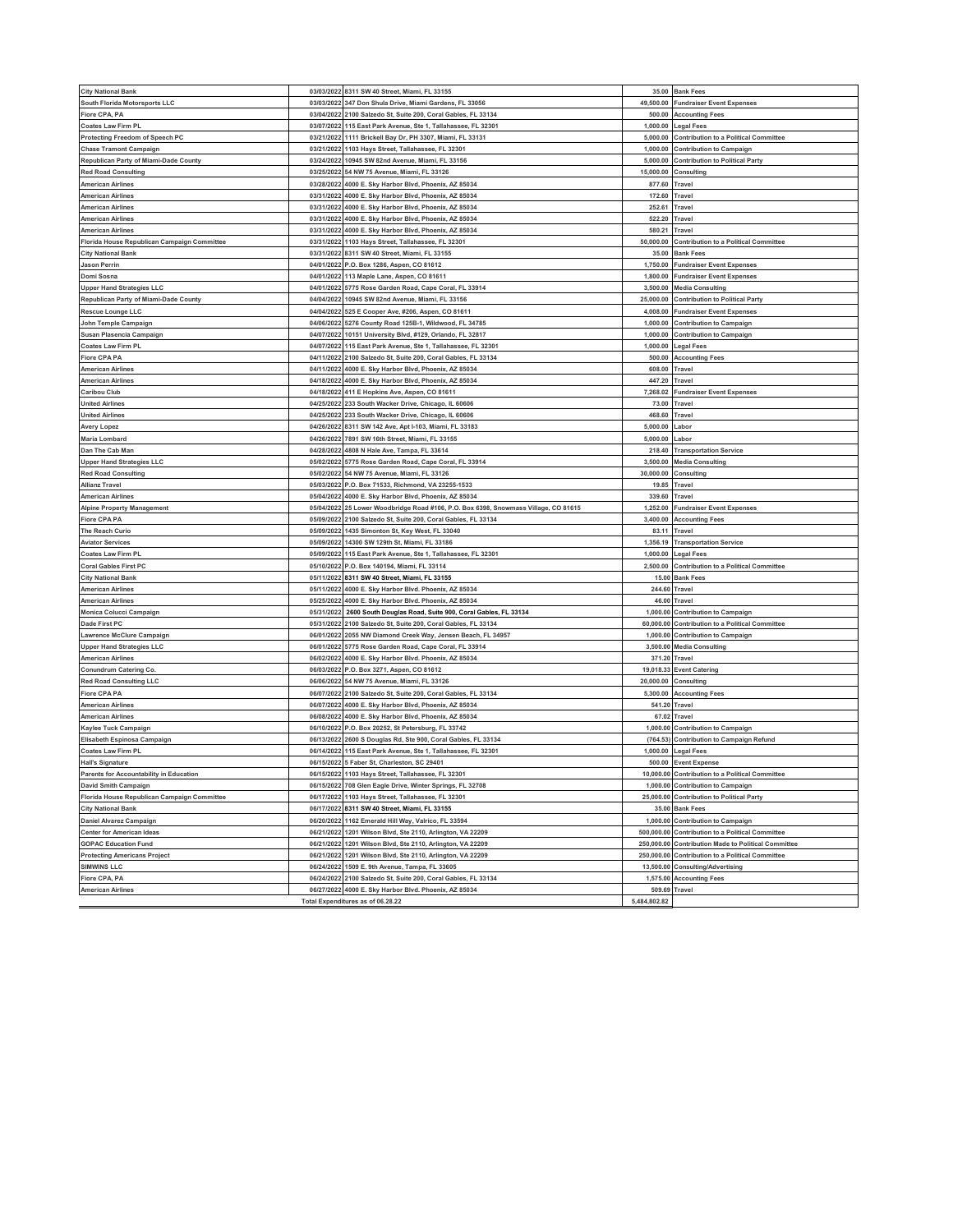| | | | | |
|---|---|---|---|---|
| City National Bank | 03/03/2022 | 8311 SW 40 Street, Miami, FL 33155 | 35.00 | Bank Fees |
| South Florida Motorsports LLC | 03/03/2022 | 347 Don Shula Drive, Miami Gardens, FL 33056 | 49,500.00 | Fundraiser Event Expenses |
| Fiore CPA, PA | 03/04/2022 | 2100 Salzedo St, Suite 200, Coral Gables, FL 33134 | 500.00 | Accounting Fees |
| Coates Law Firm PL | 03/07/2022 | 115 East Park Avenue, Ste 1, Tallahassee, FL 32301 | 1,000.00 | Legal Fees |
| Protecting Freedom of Speech PC | 03/21/2022 | 1111 Brickell Bay Dr, PH 3307, Miami, FL 33131 | 5,000.00 | Contribution to a Political Committee |
| Chase Tramont Campaign | 03/21/2022 | 1103 Hays Street, Tallahassee, FL 32301 | 1,000.00 | Contribution to Campaign |
| Republican Party of Miami-Dade County | 03/24/2022 | 10945 SW 82nd Avenue, Miami, FL 33156 | 5,000.00 | Contribution to Political Party |
| Red Road Consulting | 03/25/2022 | 54 NW 75 Avenue, Miami, FL 33126 | 15,000.00 | Consulting |
| American Airlines | 03/28/2022 | 4000 E. Sky Harbor Blvd, Phoenix, AZ 85034 | 877.60 | Travel |
| American Airlines | 03/31/2022 | 4000 E. Sky Harbor Blvd, Phoenix, AZ 85034 | 172.60 | Travel |
| American Airlines | 03/31/2022 | 4000 E. Sky Harbor Blvd, Phoenix, AZ 85034 | 252.61 | Travel |
| American Airlines | 03/31/2022 | 4000 E. Sky Harbor Blvd, Phoenix, AZ 85034 | 522.20 | Travel |
| American Airlines | 03/31/2022 | 4000 E. Sky Harbor Blvd, Phoenix, AZ 85034 | 580.21 | Travel |
| Florida House Republican Campaign Committee | 03/31/2022 | 1103 Hays Street, Tallahassee, FL 32301 | 50,000.00 | Contribution to a Political Committee |
| City National Bank | 03/31/2022 | 8311 SW 40 Street, Miami, FL 33155 | 35.00 | Bank Fees |
| Jason Perrin | 04/01/2022 | P.O. Box 1286, Aspen, CO 81612 | 1,750.00 | Fundraiser Event Expenses |
| Domi Sosna | 04/01/2022 | 113 Maple Lane, Aspen, CO 81611 | 1,800.00 | Fundraiser Event Expenses |
| Upper Hand Strategies LLC | 04/01/2022 | 5775 Rose Garden Road, Cape Coral, FL 33914 | 3,500.00 | Media Consulting |
| Republican Party of Miami-Dade County | 04/04/2022 | 10945 SW 82nd Avenue, Miami, FL 33156 | 25,000.00 | Contribution to Political Party |
| Rescue Lounge LLC | 04/04/2022 | 525 E Cooper Ave, #206, Aspen, CO 81611 | 4,008.00 | Fundraiser Event Expenses |
| John Temple Campaign | 04/06/2022 | 5276 County Road 125B-1, Wildwood, FL 34785 | 1,000.00 | Contribution to Campaign |
| Susan Plasencia Campaign | 04/07/2022 | 10151 University Blvd, #129, Orlando, FL 32817 | 1,000.00 | Contribution to Campaign |
| Coates Law Firm PL | 04/07/2022 | 115 East Park Avenue, Ste 1, Tallahassee, FL 32301 | 1,000.00 | Legal Fees |
| Fiore CPA PA | 04/11/2022 | 2100 Salzedo St, Suite 200, Coral Gables, FL 33134 | 500.00 | Accounting Fees |
| American Airlines | 04/11/2022 | 4000 E. Sky Harbor Blvd, Phoenix, AZ 85034 | 608.00 | Travel |
| American Airlines | 04/18/2022 | 4000 E. Sky Harbor Blvd, Phoenix, AZ 85034 | 447.20 | Travel |
| Caribou Club | 04/18/2022 | 411 E Hopkins Ave, Aspen, CO 81611 | 7,268.02 | Fundraiser Event Expenses |
| United Airlines | 04/25/2022 | 233 South Wacker Drive, Chicago, IL 60606 | 73.00 | Travel |
| United Airlines | 04/25/2022 | 233 South Wacker Drive, Chicago, IL 60606 | 468.60 | Travel |
| Avery Lopez | 04/26/2022 | 8311 SW 142 Ave, Apt I-103, Miami, FL 33183 | 5,000.00 | Labor |
| Maria Lombard | 04/26/2022 | 7891 SW 16th Street, Miami, FL 33155 | 5,000.00 | Labor |
| Dan The Cab Man | 04/28/2022 | 4808 N Hale Ave, Tampa, FL 33614 | 218.40 | Transportation Service |
| Upper Hand Strategies LLC | 05/02/2022 | 5775 Rose Garden Road, Cape Coral, FL 33914 | 3,500.00 | Media Consulting |
| Red Road Consulting | 05/02/2022 | 54 NW 75 Avenue, Miami, FL 33126 | 30,000.00 | Consulting |
| Allianz Travel | 05/03/2022 | P.O. Box 71533, Richmond, VA 23255-1533 | 19.85 | Travel |
| American Airlines | 05/04/2022 | 4000 E. Sky Harbor Blvd, Phoenix, AZ 85034 | 339.60 | Travel |
| Alpine Property Management | 05/04/2022 | 25 Lower Woodbridge Road #106, P.O. Box 6398, Snowmass Village, CO 81615 | 1,252.00 | Fundraiser Event Expenses |
| Fiore CPA PA | 05/09/2022 | 2100 Salzedo St, Suite 200, Coral Gables, FL 33134 | 3,400.00 | Accounting Fees |
| The Reach Curio | 05/09/2022 | 1435 Simonton St, Key West, FL 33040 | 83.11 | Travel |
| Aviator Services | 05/09/2022 | 14300 SW 129th St, Miami, FL 33186 | 1,356.19 | Transportation Service |
| Coates Law Firm PL | 05/09/2022 | 115 East Park Avenue, Ste 1, Tallahassee, FL 32301 | 1,000.00 | Legal Fees |
| Coral Gables First PC | 05/10/2022 | P.O. Box 140194, Miami, FL 33114 | 2,500.00 | Contribution to a Political Committee |
| City National Bank | 05/11/2022 | 8311 SW 40 Street, Miami, FL 33155 | 15.00 | Bank Fees |
| American Airlines | 05/11/2022 | 4000 E. Sky Harbor Blvd. Phoenix, AZ 85034 | 244.60 | Travel |
| American Airlines | 05/25/2022 | 4000 E. Sky Harbor Blvd. Phoenix, AZ 85034 | 46.00 | Travel |
| Monica Colucci Campaign | 05/31/2022 | 2600 South Douglas Road, Suite 900, Coral Gables, FL 33134 | 1,000.00 | Contribution to Campaign |
| Dade First PC | 05/31/2022 | 2100 Salzedo St, Suite 200, Coral Gables, FL 33134 | 60,000.00 | Contribution to a Political Committee |
| Lawrence McClure Campaign | 06/01/2022 | 2055 NW Diamond Creek Way, Jensen Beach, FL 34957 | 1,000.00 | Contribution to Campaign |
| Upper Hand Strategies LLC | 06/01/2022 | 5775 Rose Garden Road, Cape Coral, FL 33914 | 3,500.00 | Media Consulting |
| American Airlines | 06/02/2022 | 4000 E. Sky Harbor Blvd. Phoenix, AZ 85034 | 371.20 | Travel |
| Conundrum Catering Co. | 06/03/2022 | P.O. Box 3271, Aspen, CO 81612 | 19,018.33 | Event Catering |
| Red Road Consulting LLC | 06/06/2022 | 54 NW 75 Avenue, Miami, FL 33126 | 20,000.00 | Consulting |
| Fiore CPA PA | 06/07/2022 | 2100 Salzedo St, Suite 200, Coral Gables, FL 33134 | 5,300.00 | Accounting Fees |
| American Airlines | 06/07/2022 | 4000 E. Sky Harbor Blvd, Phoenix, AZ 85034 | 541.20 | Travel |
| American Airlines | 06/08/2022 | 4000 E. Sky Harbor Blvd, Phoenix, AZ 85034 | 67.02 | Travel |
| Kaylee Tuck Campaign | 06/10/2022 | P.O. Box 20252, St Petersburg, FL 33742 | 1,000.00 | Contribution to Campaign |
| Elisabeth Espinosa Campaign | 06/13/2022 | 2600 S Douglas Rd, Ste 900, Coral Gables, FL 33134 | (764.53) | Contribution to Campaign Refund |
| Coates Law Firm PL | 06/14/2022 | 115 East Park Avenue, Ste 1, Tallahassee, FL 32301 | 1,000.00 | Legal Fees |
| Hall's Signature | 06/15/2022 | 5 Faber St, Charleston, SC 29401 | 500.00 | Event Expense |
| Parents for Accountability in Education | 06/15/2022 | 1103 Hays Street, Tallahassee, FL 32301 | 10,000.00 | Contribution to a Political Committee |
| David Smith Campaign | 06/15/2022 | 708 Glen Eagle Drive, Winter Springs, FL 32708 | 1,000.00 | Contribution to Campaign |
| Florida House Republican Campaign Committee | 06/17/2022 | 1103 Hays Street, Tallahassee, FL 32301 | 25,000.00 | Contribution to Political Party |
| City National Bank | 06/17/2022 | 8311 SW 40 Street, Miami, FL 33155 | 35.00 | Bank Fees |
| Daniel Alvarez Campaign | 06/20/2022 | 1162 Emerald Hill Way, Valrico, FL 33594 | 1,000.00 | Contribution to Campaign |
| Center for American Ideas | 06/21/2022 | 1201 Wilson Blvd, Ste 2110, Arlington, VA 22209 | 500,000.00 | Contribution to a Political Committee |
| GOPAC Education Fund | 06/21/2022 | 1201 Wilson Blvd, Ste 2110, Arlington, VA 22209 | 250,000.00 | Contribution Made to Political Committee |
| Protecting Americans Project | 06/21/2022 | 1201 Wilson Blvd, Ste 2110, Arlington, VA 22209 | 250,000.00 | Contribution to a Political Committee |
| SIMWINS LLC | 06/24/2022 | 1509 E. 9th Avenue, Tampa, FL 33605 | 13,500.00 | Consulting/Advertising |
| Fiore CPA, PA | 06/24/2022 | 2100 Salzedo St, Suite 200, Coral Gables, FL 33134 | 1,575.00 | Accounting Fees |
| American Airlines | 06/27/2022 | 4000 E. Sky Harbor Blvd. Phoenix, AZ 85034 | 509.69 | Travel |
| | | Total Expenditures as of 06.28.22 | 5,484,802.82 | |